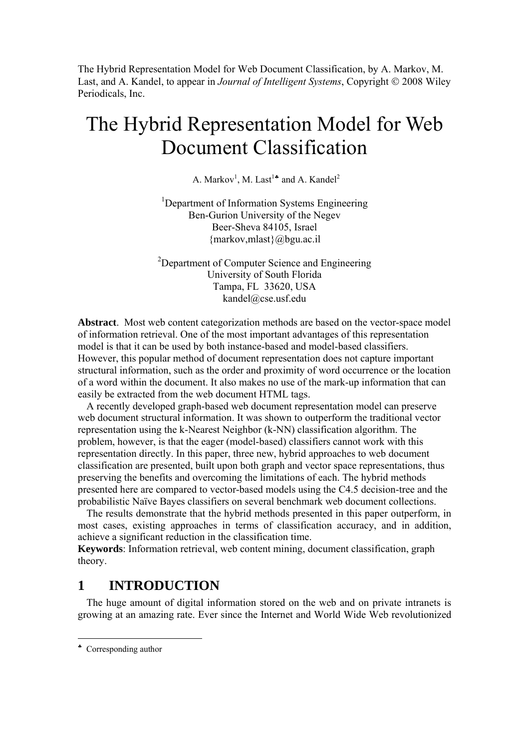The Hybrid Representation Model for Web Document Classification, by A. Markov, M. Last, and A. Kandel, to appear in *Journal of Intelligent Systems*, Copyright © 2008 Wiley Periodicals, Inc.

# The Hybrid Representation Model for Web Document Classification

A. Markov[1], M. Last[1♣] and A. Kandel[2]

[1]Department of Information Systems Engineering
Ben-Gurion University of the Negev
Beer-Sheva 84105, Israel
{markov,mlast}@bgu.ac.il

[2]Department of Computer Science and Engineering
University of South Florida
Tampa, FL 33620, USA
kandel@cse.usf.edu

**Abstract**. Most web content categorization methods are based on the vector-space model of information retrieval. One of the most important advantages of this representation model is that it can be used by both instance-based and model-based classifiers. However, this popular method of document representation does not capture important structural information, such as the order and proximity of word occurrence or the location of a word within the document. It also makes no use of the mark-up information that can easily be extracted from the web document HTML tags.

A recently developed graph-based web document representation model can preserve web document structural information. It was shown to outperform the traditional vector representation using the k-Nearest Neighbor (k-NN) classification algorithm. The problem, however, is that the eager (model-based) classifiers cannot work with this representation directly. In this paper, three new, hybrid approaches to web document classification are presented, built upon both graph and vector space representations, thus preserving the benefits and overcoming the limitations of each. The hybrid methods presented here are compared to vector-based models using the C4.5 decision-tree and the probabilistic Naïve Bayes classifiers on several benchmark web document collections.

The results demonstrate that the hybrid methods presented in this paper outperform, in most cases, existing approaches in terms of classification accuracy, and in addition, achieve a significant reduction in the classification time.

**Keywords**: Information retrieval, web content mining, document classification, graph theory.

## 1 INTRODUCTION

The huge amount of digital information stored on the web and on private intranets is growing at an amazing rate. Ever since the Internet and World Wide Web revolutionized

♣ Corresponding author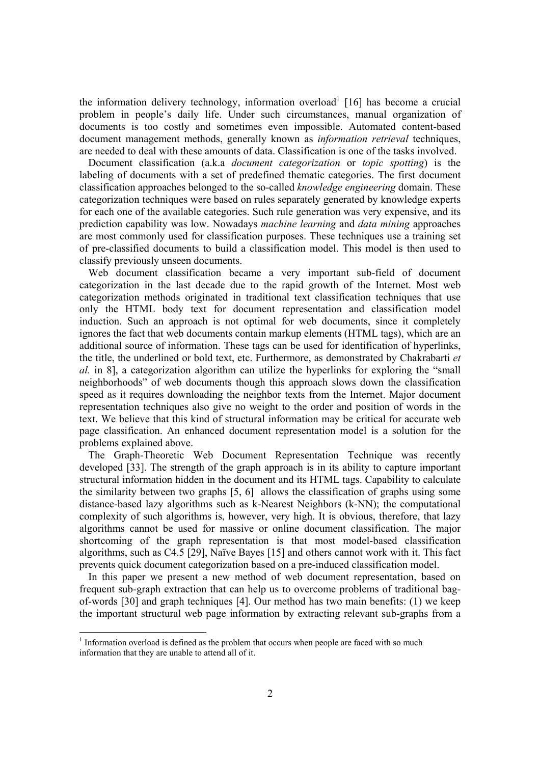the information delivery technology, information overload[1] [16] has become a crucial problem in people's daily life. Under such circumstances, manual organization of documents is too costly and sometimes even impossible. Automated content-based document management methods, generally known as *information retrieval* techniques, are needed to deal with these amounts of data. Classification is one of the tasks involved.

Document classification (a.k.a *document categorization* or *topic spotting*) is the labeling of documents with a set of predefined thematic categories. The first document classification approaches belonged to the so-called *knowledge engineering* domain. These categorization techniques were based on rules separately generated by knowledge experts for each one of the available categories. Such rule generation was very expensive, and its prediction capability was low. Nowadays *machine learning* and *data mining* approaches are most commonly used for classification purposes. These techniques use a training set of pre-classified documents to build a classification model. This model is then used to classify previously unseen documents.

Web document classification became a very important sub-field of document categorization in the last decade due to the rapid growth of the Internet. Most web categorization methods originated in traditional text classification techniques that use only the HTML body text for document representation and classification model induction. Such an approach is not optimal for web documents, since it completely ignores the fact that web documents contain markup elements (HTML tags), which are an additional source of information. These tags can be used for identification of hyperlinks, the title, the underlined or bold text, etc. Furthermore, as demonstrated by Chakrabarti *et al.* in 8], a categorization algorithm can utilize the hyperlinks for exploring the "small neighborhoods" of web documents though this approach slows down the classification speed as it requires downloading the neighbor texts from the Internet. Major document representation techniques also give no weight to the order and position of words in the text. We believe that this kind of structural information may be critical for accurate web page classification. An enhanced document representation model is a solution for the problems explained above.

The Graph-Theoretic Web Document Representation Technique was recently developed [33]. The strength of the graph approach is in its ability to capture important structural information hidden in the document and its HTML tags. Capability to calculate the similarity between two graphs [5, 6] allows the classification of graphs using some distance-based lazy algorithms such as k-Nearest Neighbors (k-NN); the computational complexity of such algorithms is, however, very high. It is obvious, therefore, that lazy algorithms cannot be used for massive or online document classification. The major shortcoming of the graph representation is that most model-based classification algorithms, such as C4.5 [29], Naïve Bayes [15] and others cannot work with it. This fact prevents quick document categorization based on a pre-induced classification model.

In this paper we present a new method of web document representation, based on frequent sub-graph extraction that can help us to overcome problems of traditional bag-of-words [30] and graph techniques [4]. Our method has two main benefits: (1) we keep the important structural web page information by extracting relevant sub-graphs from a

[1] Information overload is defined as the problem that occurs when people are faced with so much information that they are unable to attend all of it.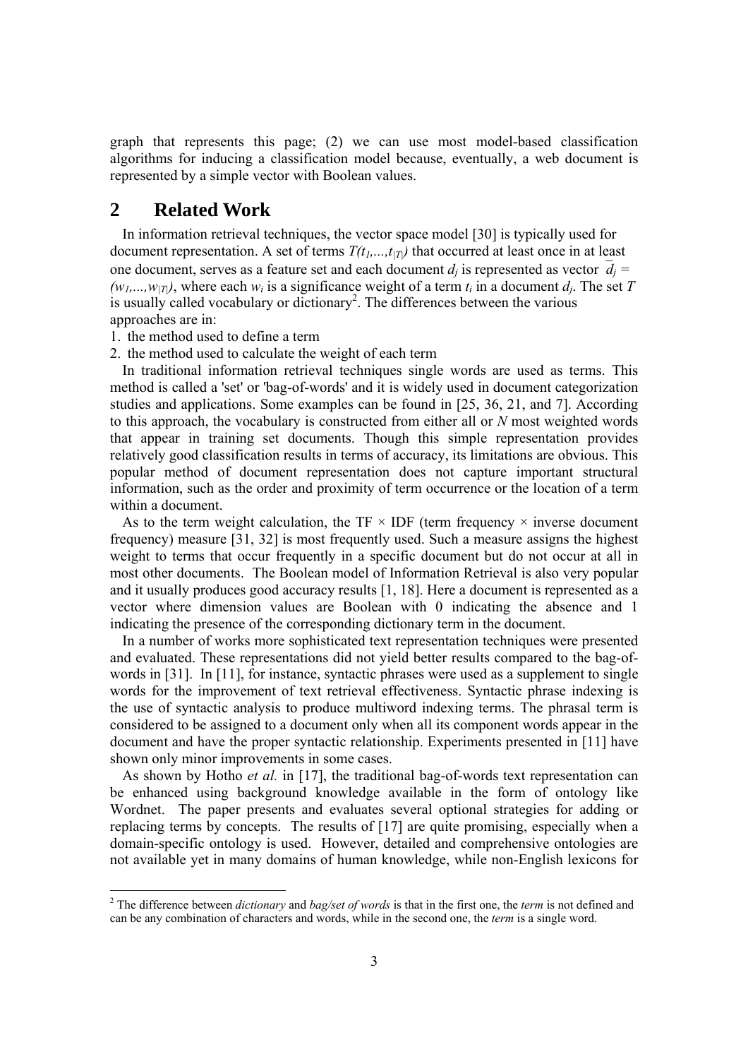graph that represents this page; (2) we can use most model-based classification algorithms for inducing a classification model because, eventually, a web document is represented by a simple vector with Boolean values.

## 2 Related Work

In information retrieval techniques, the vector space model [30] is typically used for document representation. A set of terms $T(t_1,...,t_{|T|})$ that occurred at least once in at least one document, serves as a feature set and each document $d_j$ is represented as vector $\overline{d_j} = (w_1,...,w_{|T|})$, where each $w_i$ is a significance weight of a term $t_i$ in a document $d_j$. The set $T$ is usually called vocabulary or dictionary[2]. The differences between the various approaches are in:

1. the method used to define a term
2. the method used to calculate the weight of each term

In traditional information retrieval techniques single words are used as terms. This method is called a 'set' or 'bag-of-words' and it is widely used in document categorization studies and applications. Some examples can be found in [25, 36, 21, and 7]. According to this approach, the vocabulary is constructed from either all or *N* most weighted words that appear in training set documents. Though this simple representation provides relatively good classification results in terms of accuracy, its limitations are obvious. This popular method of document representation does not capture important structural information, such as the order and proximity of term occurrence or the location of a term within a document.

As to the term weight calculation, the TF × IDF (term frequency × inverse document frequency) measure [31, 32] is most frequently used. Such a measure assigns the highest weight to terms that occur frequently in a specific document but do not occur at all in most other documents. The Boolean model of Information Retrieval is also very popular and it usually produces good accuracy results [1, 18]. Here a document is represented as a vector where dimension values are Boolean with 0 indicating the absence and 1 indicating the presence of the corresponding dictionary term in the document.

In a number of works more sophisticated text representation techniques were presented and evaluated. These representations did not yield better results compared to the bag-of-words in [31]. In [11], for instance, syntactic phrases were used as a supplement to single words for the improvement of text retrieval effectiveness. Syntactic phrase indexing is the use of syntactic analysis to produce multiword indexing terms. The phrasal term is considered to be assigned to a document only when all its component words appear in the document and have the proper syntactic relationship. Experiments presented in [11] have shown only minor improvements in some cases.

As shown by Hotho *et al.* in [17], the traditional bag-of-words text representation can be enhanced using background knowledge available in the form of ontology like Wordnet. The paper presents and evaluates several optional strategies for adding or replacing terms by concepts. The results of [17] are quite promising, especially when a domain-specific ontology is used. However, detailed and comprehensive ontologies are not available yet in many domains of human knowledge, while non-English lexicons for

---

[2] The difference between *dictionary* and *bag/set of words* is that in the first one, the *term* is not defined and can be any combination of characters and words, while in the second one, the *term* is a single word.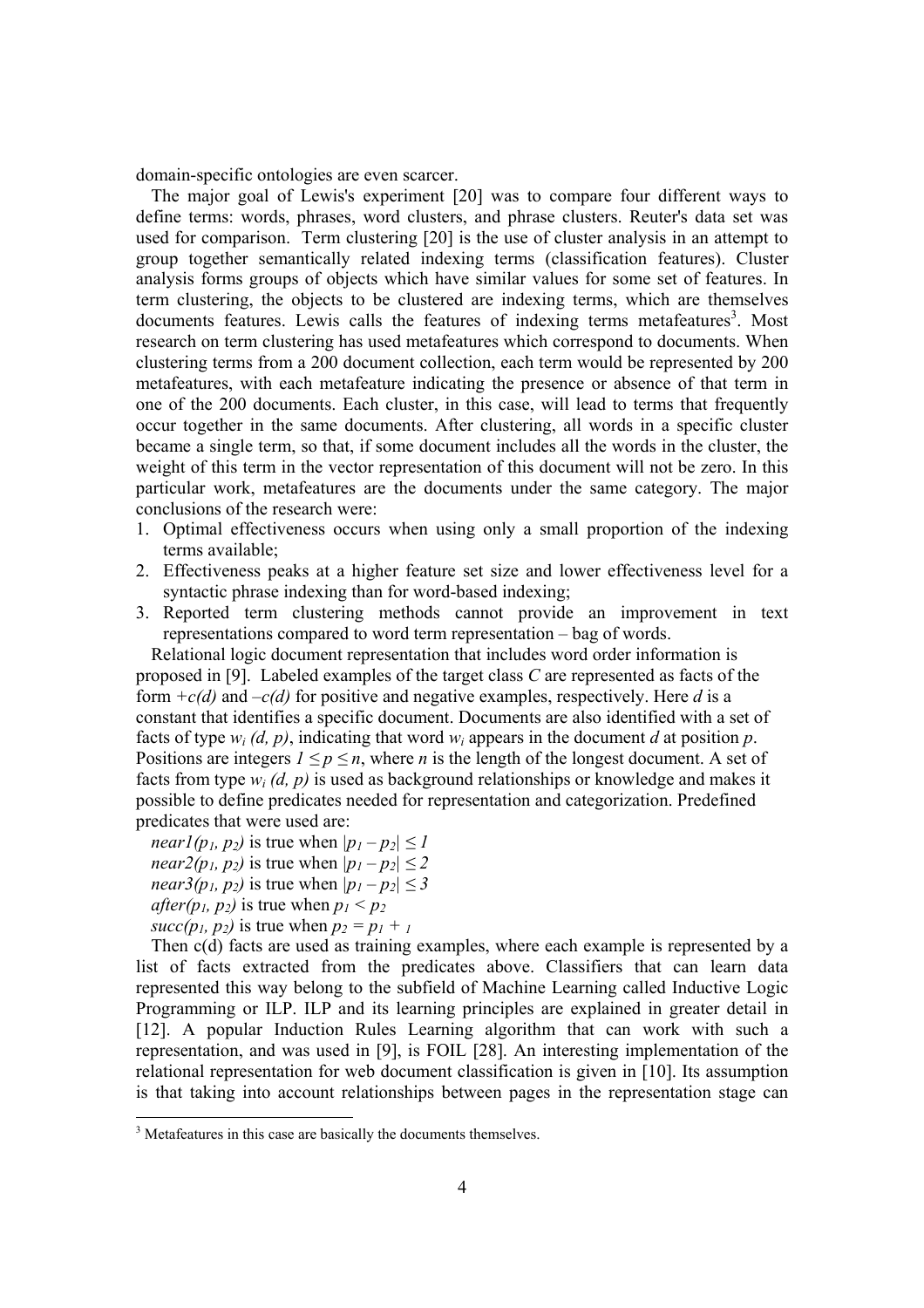domain-specific ontologies are even scarcer.

The major goal of Lewis's experiment [20] was to compare four different ways to define terms: words, phrases, word clusters, and phrase clusters. Reuter's data set was used for comparison. Term clustering [20] is the use of cluster analysis in an attempt to group together semantically related indexing terms (classification features). Cluster analysis forms groups of objects which have similar values for some set of features. In term clustering, the objects to be clustered are indexing terms, which are themselves documents features. Lewis calls the features of indexing terms metafeatures[3]. Most research on term clustering has used metafeatures which correspond to documents. When clustering terms from a 200 document collection, each term would be represented by 200 metafeatures, with each metafeature indicating the presence or absence of that term in one of the 200 documents. Each cluster, in this case, will lead to terms that frequently occur together in the same documents. After clustering, all words in a specific cluster became a single term, so that, if some document includes all the words in the cluster, the weight of this term in the vector representation of this document will not be zero. In this particular work, metafeatures are the documents under the same category. The major conclusions of the research were:

1. Optimal effectiveness occurs when using only a small proportion of the indexing terms available;
2. Effectiveness peaks at a higher feature set size and lower effectiveness level for a syntactic phrase indexing than for word-based indexing;
3. Reported term clustering methods cannot provide an improvement in text representations compared to word term representation – bag of words.

Relational logic document representation that includes word order information is proposed in [9]. Labeled examples of the target class *C* are represented as facts of the form $+c(d)$ and $–c(d)$ for positive and negative examples, respectively. Here *d* is a constant that identifies a specific document. Documents are also identified with a set of facts of type $w_i(d, p)$, indicating that word $w_i$ appears in the document *d* at position *p*. Positions are integers $1 \leq p \leq n$, where *n* is the length of the longest document. A set of facts from type $w_i(d, p)$ is used as background relationships or knowledge and makes it possible to define predicates needed for representation and categorization. Predefined predicates that were used are:

$near1(p_1, p_2)$ is true when $|p_1 – p_2| \leq 1$

$near2(p_1, p_2)$ is true when $|p_1 – p_2| \leq 2$

$near3(p_1, p_2)$ is true when $|p_1 – p_2| \leq 3$

$after(p_1, p_2)$ is true when $p_1 < p_2$

$succ(p_1, p_2)$ is true when $p_2 = p_1 + 1$

Then c(d) facts are used as training examples, where each example is represented by a list of facts extracted from the predicates above. Classifiers that can learn data represented this way belong to the subfield of Machine Learning called Inductive Logic Programming or ILP. ILP and its learning principles are explained in greater detail in [12]. A popular Induction Rules Learning algorithm that can work with such a representation, and was used in [9], is FOIL [28]. An interesting implementation of the relational representation for web document classification is given in [10]. Its assumption is that taking into account relationships between pages in the representation stage can

[3] Metafeatures in this case are basically the documents themselves.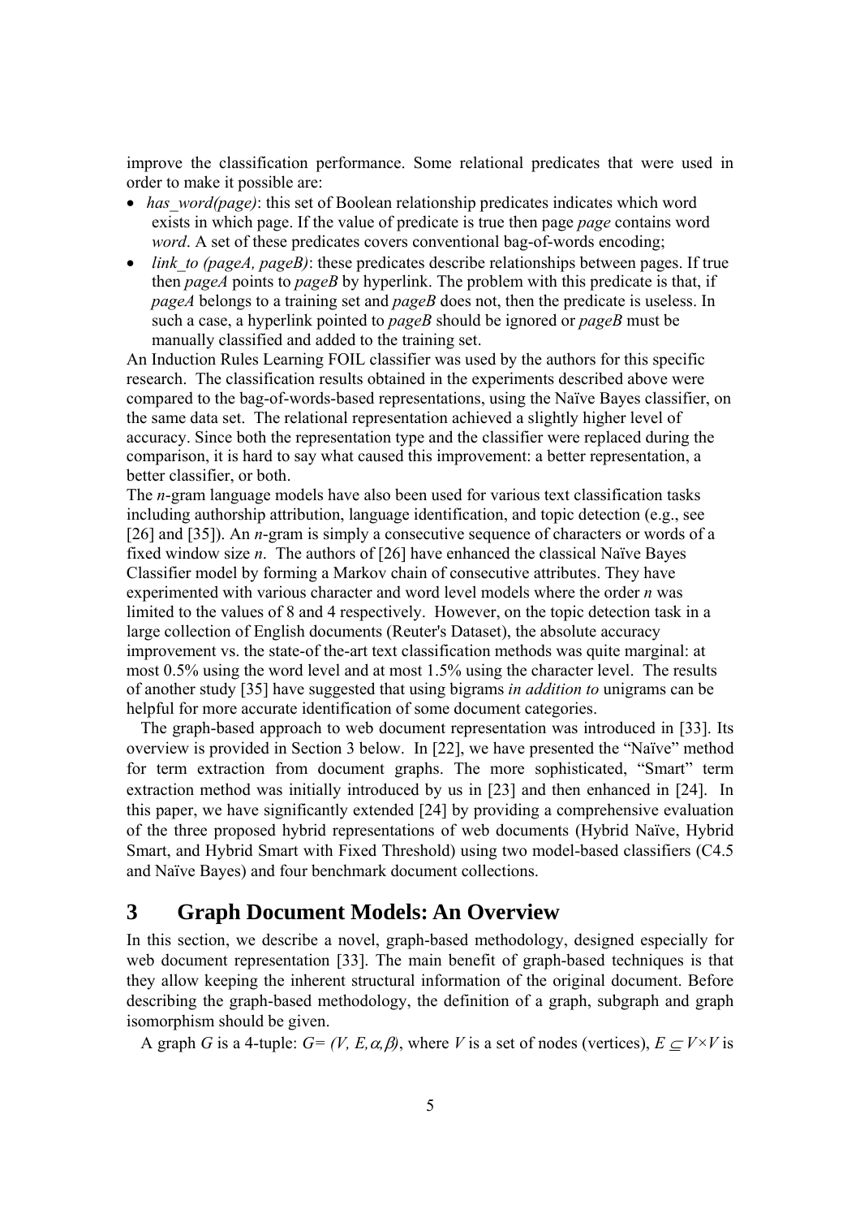improve the classification performance. Some relational predicates that were used in order to make it possible are:

- *has_word(page)*: this set of Boolean relationship predicates indicates which word exists in which page. If the value of predicate is true then page *page* contains word *word*. A set of these predicates covers conventional bag-of-words encoding;
- *link_to (pageA, pageB)*: these predicates describe relationships between pages. If true then *pageA* points to *pageB* by hyperlink. The problem with this predicate is that, if *pageA* belongs to a training set and *pageB* does not, then the predicate is useless. In such a case, a hyperlink pointed to *pageB* should be ignored or *pageB* must be manually classified and added to the training set.

An Induction Rules Learning FOIL classifier was used by the authors for this specific research. The classification results obtained in the experiments described above were compared to the bag-of-words-based representations, using the Naïve Bayes classifier, on the same data set. The relational representation achieved a slightly higher level of accuracy. Since both the representation type and the classifier were replaced during the comparison, it is hard to say what caused this improvement: a better representation, a better classifier, or both.

The *n*-gram language models have also been used for various text classification tasks including authorship attribution, language identification, and topic detection (e.g., see [26] and [35]). An *n*-gram is simply a consecutive sequence of characters or words of a fixed window size *n*. The authors of [26] have enhanced the classical Naïve Bayes Classifier model by forming a Markov chain of consecutive attributes. They have experimented with various character and word level models where the order *n* was limited to the values of 8 and 4 respectively. However, on the topic detection task in a large collection of English documents (Reuter's Dataset), the absolute accuracy improvement vs. the state-of-the-art text classification methods was quite marginal: at most 0.5% using the word level and at most 1.5% using the character level. The results of another study [35] have suggested that using bigrams *in addition to* unigrams can be helpful for more accurate identification of some document categories.

The graph-based approach to web document representation was introduced in [33]. Its overview is provided in Section 3 below. In [22], we have presented the "Naïve" method for term extraction from document graphs. The more sophisticated, "Smart" term extraction method was initially introduced by us in [23] and then enhanced in [24]. In this paper, we have significantly extended [24] by providing a comprehensive evaluation of the three proposed hybrid representations of web documents (Hybrid Naïve, Hybrid Smart, and Hybrid Smart with Fixed Threshold) using two model-based classifiers (C4.5 and Naïve Bayes) and four benchmark document collections.

# 3 Graph Document Models: An Overview

In this section, we describe a novel, graph-based methodology, designed especially for web document representation [33]. The main benefit of graph-based techniques is that they allow keeping the inherent structural information of the original document. Before describing the graph-based methodology, the definition of a graph, subgraph and graph isomorphism should be given.

A graph $G$ is a 4-tuple: $G=(V, E, \alpha, \beta)$, where $V$ is a set of nodes (vertices), $E \subseteq V \times V$ is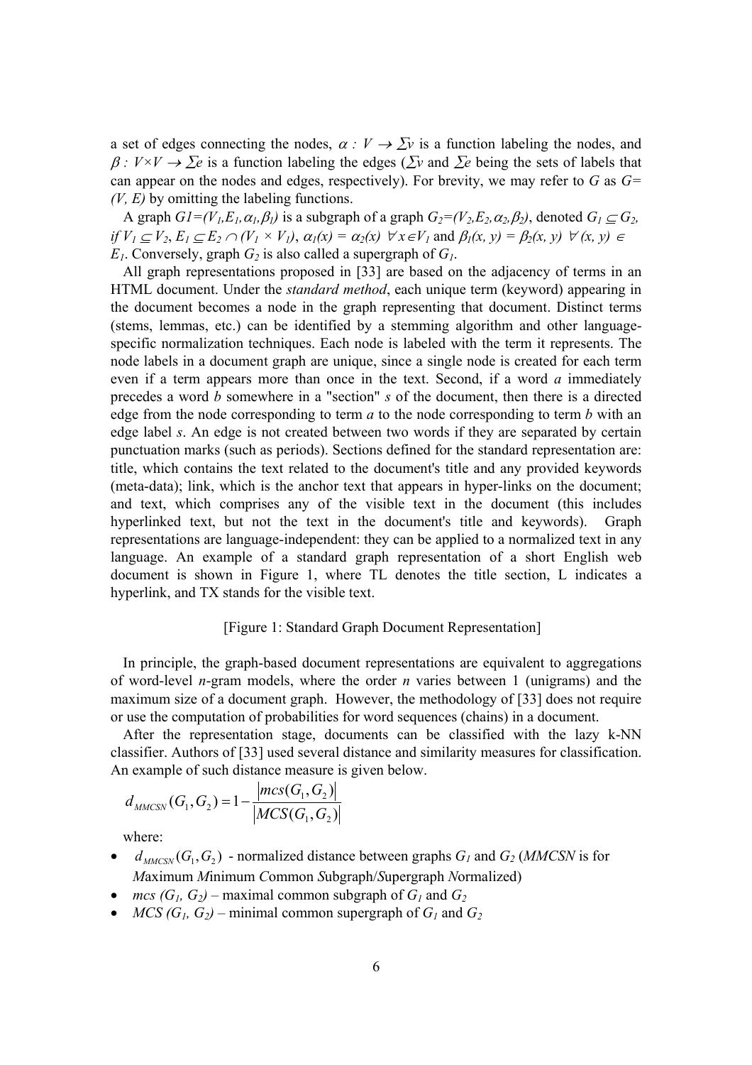a set of edges connecting the nodes, $\alpha : V \rightarrow \Sigma v$ is a function labeling the nodes, and $\beta : V \times V \rightarrow \Sigma e$ is a function labeling the edges ($\Sigma v$ and $\Sigma e$ being the sets of labels that can appear on the nodes and edges, respectively). For brevity, we may refer to $G$ as $G = (V, E)$ by omitting the labeling functions.

A graph $G1=(V_1,E_1,\alpha_1,\beta_1)$ is a subgraph of a graph $G_2=(V_2,E_2,\alpha_2,\beta_2)$, denoted $G_1 \subseteq G_2$, if $V_1 \subseteq V_2$, $E_1 \subseteq E_2 \cap (V_1 \times V_1)$, $\alpha_1(x) = \alpha_2(x)\ \forall x \in V_1$ and $\beta_1(x, y) = \beta_2(x, y)\ \forall (x, y) \in E_1$. Conversely, graph $G_2$ is also called a supergraph of $G_1$.

All graph representations proposed in [33] are based on the adjacency of terms in an HTML document. Under the *standard method*, each unique term (keyword) appearing in the document becomes a node in the graph representing that document. Distinct terms (stems, lemmas, etc.) can be identified by a stemming algorithm and other language-specific normalization techniques. Each node is labeled with the term it represents. The node labels in a document graph are unique, since a single node is created for each term even if a term appears more than once in the text. Second, if a word *a* immediately precedes a word *b* somewhere in a "section" *s* of the document, then there is a directed edge from the node corresponding to term *a* to the node corresponding to term *b* with an edge label *s*. An edge is not created between two words if they are separated by certain punctuation marks (such as periods). Sections defined for the standard representation are: title, which contains the text related to the document's title and any provided keywords (meta-data); link, which is the anchor text that appears in hyper-links on the document; and text, which comprises any of the visible text in the document (this includes hyperlinked text, but not the text in the document's title and keywords). Graph representations are language-independent: they can be applied to a normalized text in any language. An example of a standard graph representation of a short English web document is shown in Figure 1, where TL denotes the title section, L indicates a hyperlink, and TX stands for the visible text.

[Figure 1: Standard Graph Document Representation]

In principle, the graph-based document representations are equivalent to aggregations of word-level *n*-gram models, where the order *n* varies between 1 (unigrams) and the maximum size of a document graph. However, the methodology of [33] does not require or use the computation of probabilities for word sequences (chains) in a document.

After the representation stage, documents can be classified with the lazy k-NN classifier. Authors of [33] used several distance and similarity measures for classification. An example of such distance measure is given below.

$$d_{MMCSN}(G_1, G_2) = 1 - \frac{|mcs(G_1, G_2)|}{|MCS(G_1, G_2)|}$$

where:

- $d_{MMCSN}(G_1, G_2)$ - normalized distance between graphs $G_1$ and $G_2$ (*MMCSN* is for *M*aximum *M*inimum *C*ommon *S*ubgraph/*S*upergraph *N*ormalized)
- $mcs(G_1, G_2)$ – maximal common subgraph of $G_1$ and $G_2$
- $MCS(G_1, G_2)$ – minimal common supergraph of $G_1$ and $G_2$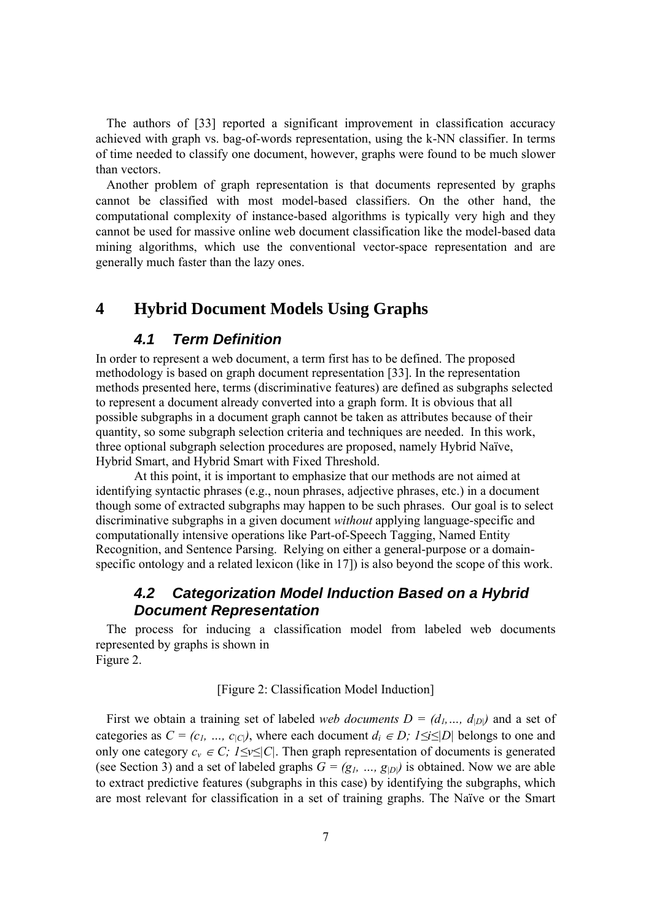The authors of [33] reported a significant improvement in classification accuracy achieved with graph vs. bag-of-words representation, using the k-NN classifier. In terms of time needed to classify one document, however, graphs were found to be much slower than vectors.

Another problem of graph representation is that documents represented by graphs cannot be classified with most model-based classifiers. On the other hand, the computational complexity of instance-based algorithms is typically very high and they cannot be used for massive online web document classification like the model-based data mining algorithms, which use the conventional vector-space representation and are generally much faster than the lazy ones.

# 4 Hybrid Document Models Using Graphs

## *4.1 Term Definition*

In order to represent a web document, a term first has to be defined. The proposed methodology is based on graph document representation [33]. In the representation methods presented here, terms (discriminative features) are defined as subgraphs selected to represent a document already converted into a graph form. It is obvious that all possible subgraphs in a document graph cannot be taken as attributes because of their quantity, so some subgraph selection criteria and techniques are needed. In this work, three optional subgraph selection procedures are proposed, namely Hybrid Naïve, Hybrid Smart, and Hybrid Smart with Fixed Threshold.

At this point, it is important to emphasize that our methods are not aimed at identifying syntactic phrases (e.g., noun phrases, adjective phrases, etc.) in a document though some of extracted subgraphs may happen to be such phrases. Our goal is to select discriminative subgraphs in a given document *without* applying language-specific and computationally intensive operations like Part-of-Speech Tagging, Named Entity Recognition, and Sentence Parsing. Relying on either a general-purpose or a domain-specific ontology and a related lexicon (like in 17]) is also beyond the scope of this work.

## *4.2 Categorization Model Induction Based on a Hybrid Document Representation*

The process for inducing a classification model from labeled web documents represented by graphs is shown in Figure 2.

[Figure 2: Classification Model Induction]

First we obtain a training set of labeled *web documents* $D = (d_1, \ldots, d_{|D|})$ and a set of categories as $C = (c_1, \ldots, c_{|C|})$, where each document $d_i \in D$; $1 \leq i \leq |D|$ belongs to one and only one category $c_v \in C$; $1 \leq v \leq |C|$. Then graph representation of documents is generated (see Section 3) and a set of labeled graphs $G = (g_1, \ldots, g_{|D|})$ is obtained. Now we are able to extract predictive features (subgraphs in this case) by identifying the subgraphs, which are most relevant for classification in a set of training graphs. The Naïve or the Smart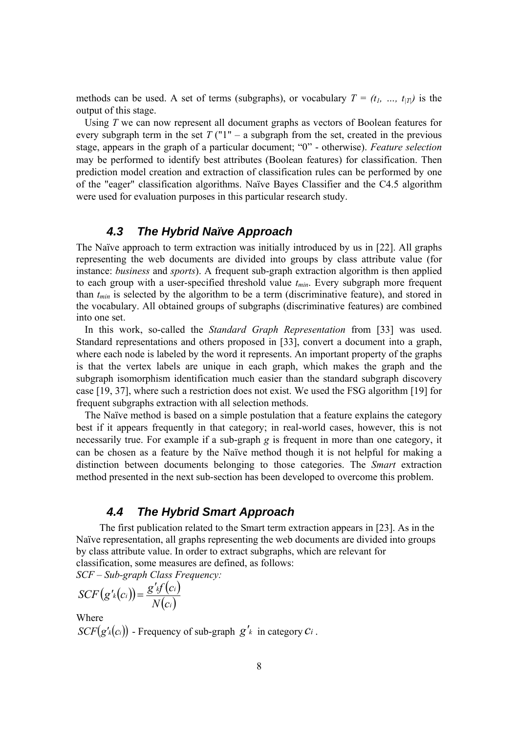methods can be used. A set of terms (subgraphs), or vocabulary $T = (t_1, \ldots, t_{|T|})$ is the output of this stage.

Using $T$ we can now represent all document graphs as vectors of Boolean features for every subgraph term in the set $T$ ("1" – a subgraph from the set, created in the previous stage, appears in the graph of a particular document; "0" - otherwise). *Feature selection* may be performed to identify best attributes (Boolean features) for classification. Then prediction model creation and extraction of classification rules can be performed by one of the "eager" classification algorithms. Naïve Bayes Classifier and the C4.5 algorithm were used for evaluation purposes in this particular research study.

### 4.3 The Hybrid Naïve Approach

The Naïve approach to term extraction was initially introduced by us in [22]. All graphs representing the web documents are divided into groups by class attribute value (for instance: *business* and *sports*). A frequent sub-graph extraction algorithm is then applied to each group with a user-specified threshold value $t_{min}$. Every subgraph more frequent than $t_{min}$ is selected by the algorithm to be a term (discriminative feature), and stored in the vocabulary. All obtained groups of subgraphs (discriminative features) are combined into one set.

In this work, so-called the *Standard Graph Representation* from [33] was used. Standard representations and others proposed in [33], convert a document into a graph, where each node is labeled by the word it represents. An important property of the graphs is that the vertex labels are unique in each graph, which makes the graph and the subgraph isomorphism identification much easier than the standard subgraph discovery case [19, 37], where such a restriction does not exist. We used the FSG algorithm [19] for frequent subgraphs extraction with all selection methods.

The Naïve method is based on a simple postulation that a feature explains the category best if it appears frequently in that category; in real-world cases, however, this is not necessarily true. For example if a sub-graph $g$ is frequent in more than one category, it can be chosen as a feature by the Naïve method though it is not helpful for making a distinction between documents belonging to those categories. The *Smart* extraction method presented in the next sub-section has been developed to overcome this problem.

### 4.4 The Hybrid Smart Approach

The first publication related to the Smart term extraction appears in [23]. As in the Naïve representation, all graphs representing the web documents are divided into groups by class attribute value. In order to extract subgraphs, which are relevant for classification, some measures are defined, as follows:

*SCF – Sub-graph Class Frequency:*

$$SCF\left(g'_k(c_i)\right) = \frac{g'_k f\left(c_i\right)}{N\left(c_i\right)}$$

Where

$SCF\left(g'_k(c_i)\right)$ - Frequency of sub-graph $g'_k$ in category $c_i$.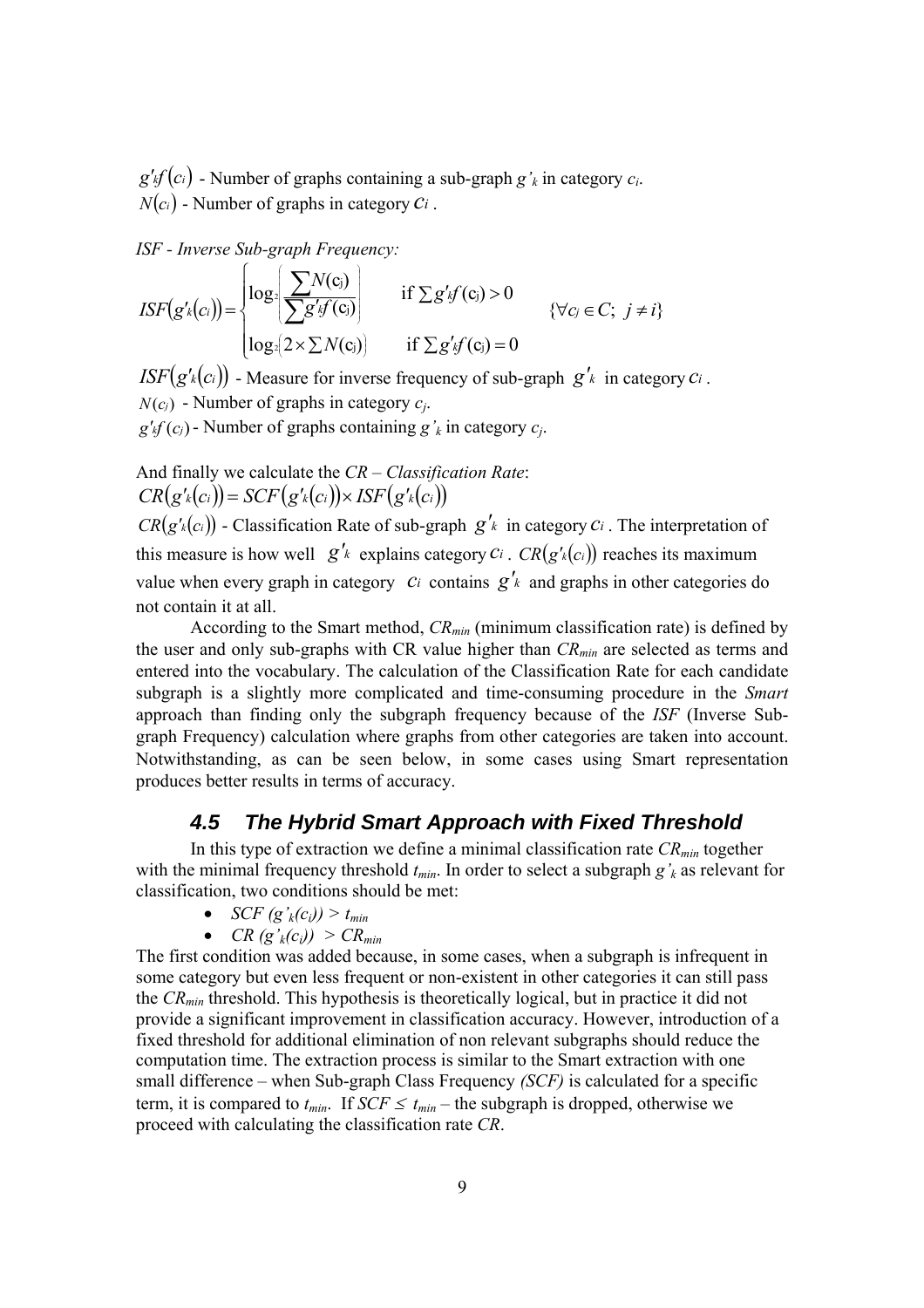$g'_k f(c_i)$ - Number of graphs containing a sub-graph $g'_k$ in category $c_i$.
$N(c_i)$ - Number of graphs in category $c_i$.

*ISF - Inverse Sub-graph Frequency:*

$$ISF(g'_k(c_i)) = \begin{cases} \log_2\left(\dfrac{\sum N(c_j)}{\sum g'_k f(c_j)}\right) & \text{if } \sum g'_k f(c_j) > 0 \\ \log_2\left(2 \times \sum N(c_j)\right) & \text{if } \sum g'_k f(c_j) = 0 \end{cases} \qquad \{\forall c_j \in C;\ j \neq i\}$$

$ISF(g'_k(c_i))$ - Measure for inverse frequency of sub-graph $g'_k$ in category $c_i$.
$N(c_j)$ - Number of graphs in category $c_j$.
$g'_k f(c_j)$ - Number of graphs containing $g'_k$ in category $c_j$.

And finally we calculate the *CR – Classification Rate*:
$$CR(g'_k(c_i)) = SCF(g'_k(c_i)) \times ISF(g'_k(c_i))$$

$CR(g'_k(c_i))$ - Classification Rate of sub-graph $g'_k$ in category $c_i$. The interpretation of this measure is how well $g'_k$ explains category $c_i$. $CR(g'_k(c_i))$ reaches its maximum value when every graph in category $c_i$ contains $g'_k$ and graphs in other categories do not contain it at all.

According to the Smart method, $CR_{min}$ (minimum classification rate) is defined by the user and only sub-graphs with CR value higher than $CR_{min}$ are selected as terms and entered into the vocabulary. The calculation of the Classification Rate for each candidate subgraph is a slightly more complicated and time-consuming procedure in the *Smart* approach than finding only the subgraph frequency because of the *ISF* (Inverse Sub-graph Frequency) calculation where graphs from other categories are taken into account. Notwithstanding, as can be seen below, in some cases using Smart representation produces better results in terms of accuracy.

### *4.5 The Hybrid Smart Approach with Fixed Threshold*

In this type of extraction we define a minimal classification rate $CR_{min}$ together with the minimal frequency threshold $t_{min}$. In order to select a subgraph $g'_k$ as relevant for classification, two conditions should be met:

- $SCF(g'_k(c_i)) > t_{min}$
- $CR(g'_k(c_i)) > CR_{min}$

The first condition was added because, in some cases, when a subgraph is infrequent in some category but even less frequent or non-existent in other categories it can still pass the $CR_{min}$ threshold. This hypothesis is theoretically logical, but in practice it did not provide a significant improvement in classification accuracy. However, introduction of a fixed threshold for additional elimination of non relevant subgraphs should reduce the computation time. The extraction process is similar to the Smart extraction with one small difference – when Sub-graph Class Frequency *(SCF)* is calculated for a specific term, it is compared to $t_{min}$. If $SCF \leq t_{min}$ – the subgraph is dropped, otherwise we proceed with calculating the classification rate *CR*.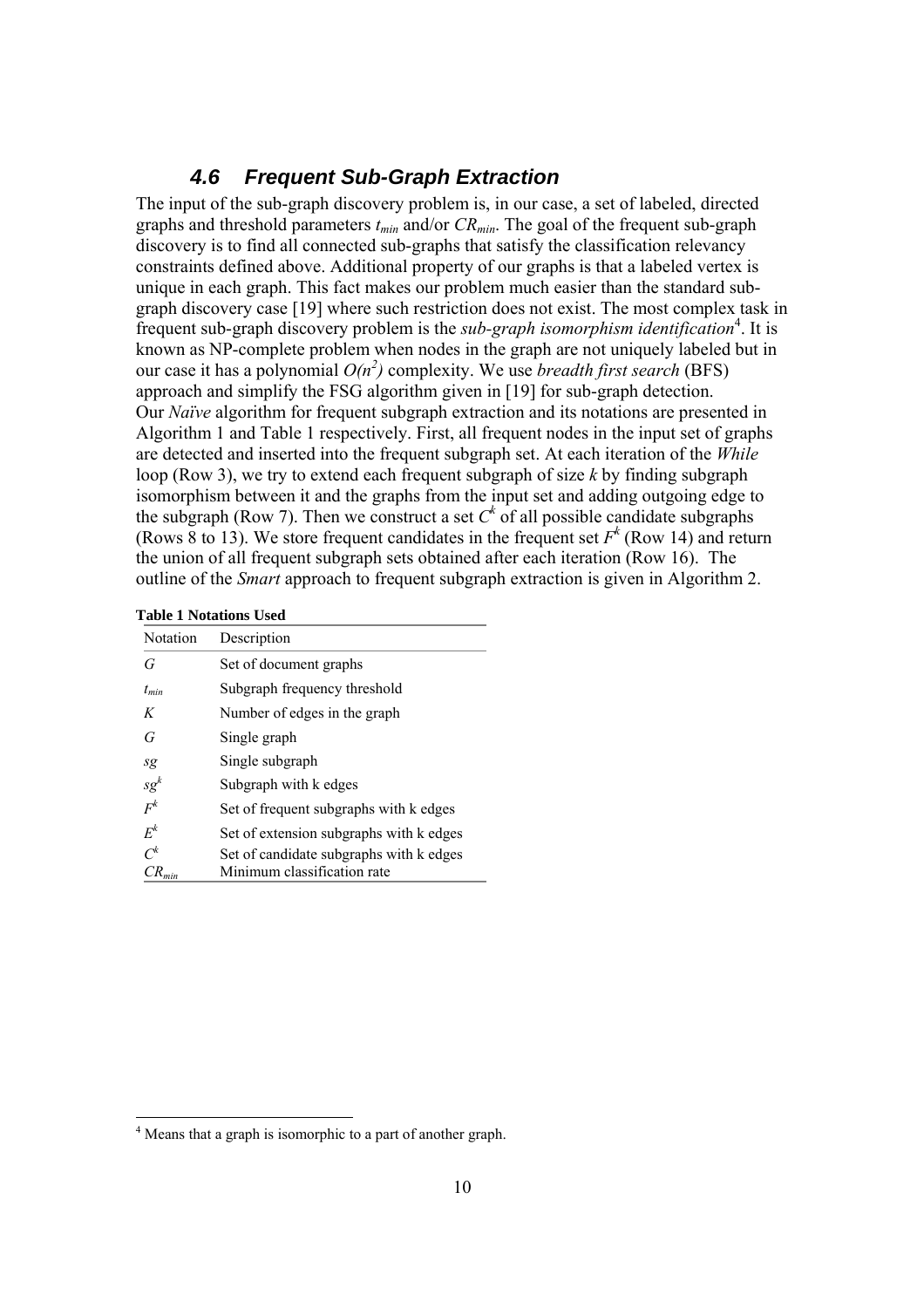### *4.6 Frequent Sub-Graph Extraction*

The input of the sub-graph discovery problem is, in our case, a set of labeled, directed graphs and threshold parameters $t_{min}$ and/or $CR_{min}$. The goal of the frequent sub-graph discovery is to find all connected sub-graphs that satisfy the classification relevancy constraints defined above. Additional property of our graphs is that a labeled vertex is unique in each graph. This fact makes our problem much easier than the standard sub-graph discovery case [19] where such restriction does not exist. The most complex task in frequent sub-graph discovery problem is the *sub-graph isomorphism identification*[4]. It is known as NP-complete problem when nodes in the graph are not uniquely labeled but in our case it has a polynomial $O(n^2)$ complexity. We use *breadth first search* (BFS) approach and simplify the FSG algorithm given in [19] for sub-graph detection.
Our *Naïve* algorithm for frequent subgraph extraction and its notations are presented in Algorithm 1 and Table 1 respectively. First, all frequent nodes in the input set of graphs are detected and inserted into the frequent subgraph set. At each iteration of the *While* loop (Row 3), we try to extend each frequent subgraph of size *k* by finding subgraph isomorphism between it and the graphs from the input set and adding outgoing edge to the subgraph (Row 7). Then we construct a set $C^k$ of all possible candidate subgraphs (Rows 8 to 13). We store frequent candidates in the frequent set $F^k$ (Row 14) and return the union of all frequent subgraph sets obtained after each iteration (Row 16). The outline of the *Smart* approach to frequent subgraph extraction is given in Algorithm 2.

**Table 1 Notations Used**

| Notation | Description |
|---|---|
| $G$ | Set of document graphs |
| $t_{min}$ | Subgraph frequency threshold |
| $K$ | Number of edges in the graph |
| $G$ | Single graph |
| $sg$ | Single subgraph |
| $sg^k$ | Subgraph with k edges |
| $F^k$ | Set of frequent subgraphs with k edges |
| $E^k$ | Set of extension subgraphs with k edges |
| $C^k$ | Set of candidate subgraphs with k edges |
| $CR_{min}$ | Minimum classification rate |

[4] Means that a graph is isomorphic to a part of another graph.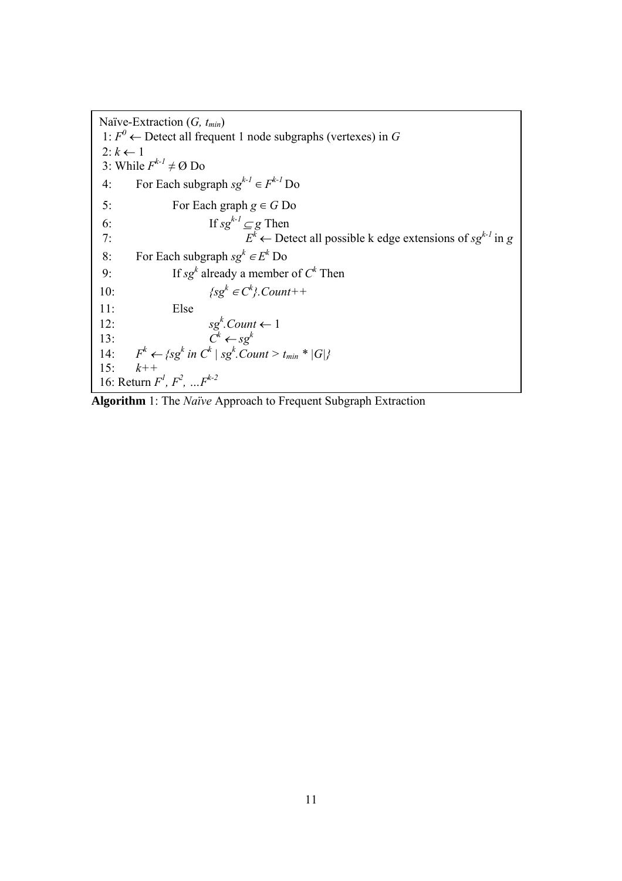```
Naïve-Extraction (G, t_min)
 1: F^0 ← Detect all frequent 1 node subgraphs (vertexes) in G
 2: k ← 1
 3: While F^(k-1) ≠ Ø Do
 4:     For Each subgraph sg^(k-1) ∈ F^(k-1) Do
 5:         For Each graph g ∈ G Do
 6:             If sg^(k-1) ⊆ g Then
 7:                 E^k ← Detect all possible k edge extensions of sg^(k-1) in g
 8:     For Each subgraph sg^k ∈ E^k Do
 9:         If sg^k already a member of C^k Then
10:             {sg^k ∈ C^k}.Count++
11:         Else
12:             sg^k.Count ← 1
13:             C^k ← sg^k
14:     F^k ← {sg^k in C^k | sg^k.Count > t_min * |G|}
15:     k++
16: Return F^1, F^2, ...F^(k-2)
```

**Algorithm** 1: The *Naïve* Approach to Frequent Subgraph Extraction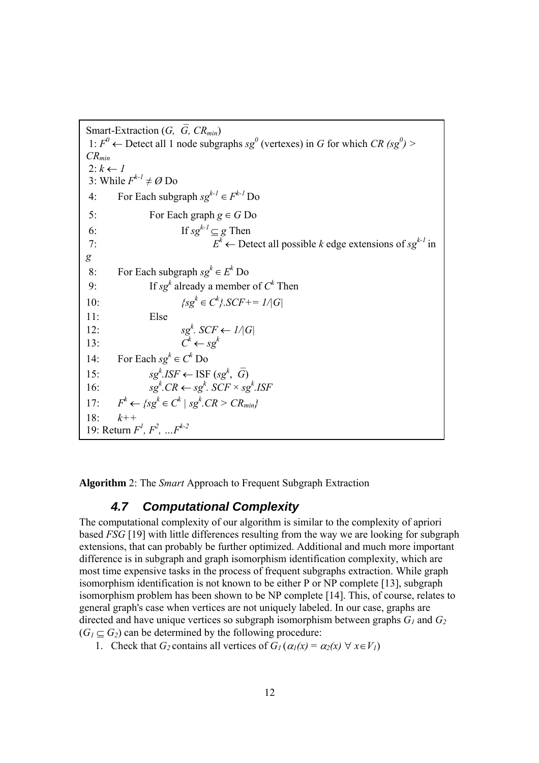```
Smart-Extraction (G, Ḡ, CR_min)
 1: F^0 ← Detect all 1 node subgraphs sg^0 (vertexes) in G for which CR (sg^0) > CR_min
 2: k ← 1
 3: While F^(k-1) ≠ Ø Do
 4:     For Each subgraph sg^(k-1) ∈ F^(k-1) Do
 5:         For Each graph g ∈ G Do
 6:             If sg^(k-1) ⊆ g Then
 7:                 E^k ← Detect all possible k edge extensions of sg^(k-1) in g
 8:     For Each subgraph sg^k ∈ E^k Do
 9:         If sg^k already a member of C^k Then
10:             {sg^k ∈ C^k}.SCF+= 1/|G|
11:         Else
12:             sg^k. SCF ← 1/|G|
13:             C^k ← sg^k
14:     For Each sg^k ∈ C^k Do
15:         sg^k.ISF ← ISF (sg^k, Ḡ)
16:         sg^k.CR ← sg^k. SCF × sg^k.ISF
17:     F^k ← {sg^k ∈ C^k | sg^k.CR > CR_min}
18:     k++
19: Return F^1, F^2, …F^(k-2)
```

**Algorithm** 2: The *Smart* Approach to Frequent Subgraph Extraction

### 4.7 Computational Complexity

The computational complexity of our algorithm is similar to the complexity of apriori based *FSG* [19] with little differences resulting from the way we are looking for subgraph extensions, that can probably be further optimized. Additional and much more important difference is in subgraph and graph isomorphism identification complexity, which are most time expensive tasks in the process of frequent subgraphs extraction. While graph isomorphism identification is not known to be either P or NP complete [13], subgraph isomorphism problem has been shown to be NP complete [14]. This, of course, relates to general graph's case when vertices are not uniquely labeled. In our case, graphs are directed and have unique vertices so subgraph isomorphism between graphs $G_1$ and $G_2$ ($G_1 \subseteq G_2$) can be determined by the following procedure:

1. Check that $G_2$ contains all vertices of $G_1$ ($\alpha_1(x) = \alpha_2(x)\ \forall\ x \in V_1$)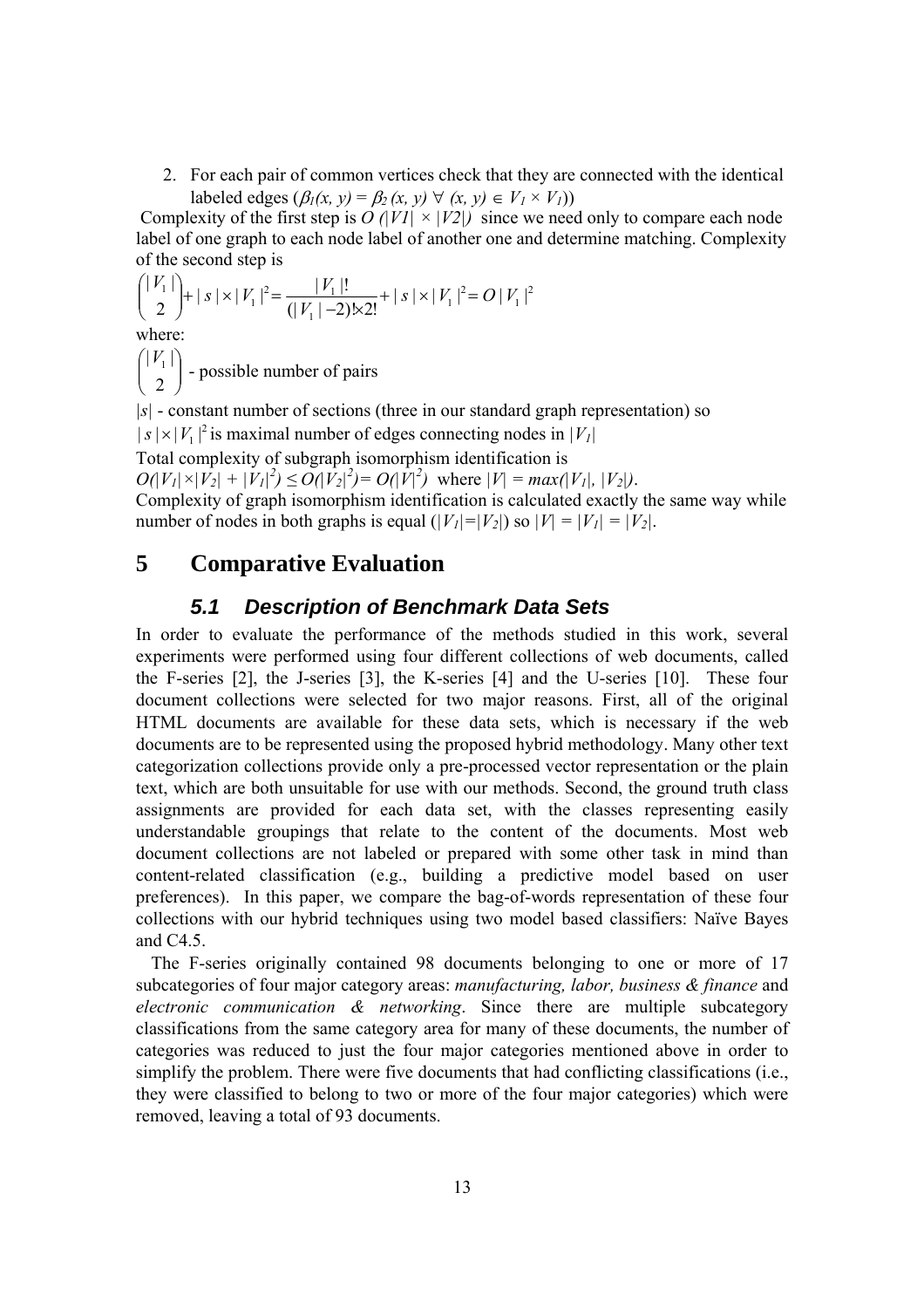2. For each pair of common vertices check that they are connected with the identical labeled edges ($\beta_1(x, y) = \beta_2(x, y) \ \forall \ (x, y) \in V_1 \times V_1$))

Complexity of the first step is $O(|V1| \times |V2|)$ since we need only to compare each node label of one graph to each node label of another one and determine matching. Complexity of the second step is

$$\binom{|V_1|}{2} + |s| \times |V_1|^2 = \frac{|V_1|!}{(|V_1|-2)! \times 2!} + |s| \times |V_1|^2 = O|V_1|^2$$

where:

$\binom{|V_1|}{2}$ - possible number of pairs

$|s|$ - constant number of sections (three in our standard graph representation) so

$|s| \times |V_1|^2$ is maximal number of edges connecting nodes in $|V_1|$

Total complexity of subgraph isomorphism identification is

$O(|V_1| \times |V_2| + |V_1|^2) \leq O(|V_2|^2) = O(|V|^2)$ where $|V| = max(|V_1|, |V_2|)$.

Complexity of graph isomorphism identification is calculated exactly the same way while number of nodes in both graphs is equal ($|V_1|=|V_2|$) so $|V| = |V_1| = |V_2|$.

# 5 Comparative Evaluation

## *5.1 Description of Benchmark Data Sets*

In order to evaluate the performance of the methods studied in this work, several experiments were performed using four different collections of web documents, called the F-series [2], the J-series [3], the K-series [4] and the U-series [10]. These four document collections were selected for two major reasons. First, all of the original HTML documents are available for these data sets, which is necessary if the web documents are to be represented using the proposed hybrid methodology. Many other text categorization collections provide only a pre-processed vector representation or the plain text, which are both unsuitable for use with our methods. Second, the ground truth class assignments are provided for each data set, with the classes representing easily understandable groupings that relate to the content of the documents. Most web document collections are not labeled or prepared with some other task in mind than content-related classification (e.g., building a predictive model based on user preferences). In this paper, we compare the bag-of-words representation of these four collections with our hybrid techniques using two model based classifiers: Naïve Bayes and C4.5.

The F-series originally contained 98 documents belonging to one or more of 17 subcategories of four major category areas: *manufacturing, labor, business & finance* and *electronic communication & networking*. Since there are multiple subcategory classifications from the same category area for many of these documents, the number of categories was reduced to just the four major categories mentioned above in order to simplify the problem. There were five documents that had conflicting classifications (i.e., they were classified to belong to two or more of the four major categories) which were removed, leaving a total of 93 documents.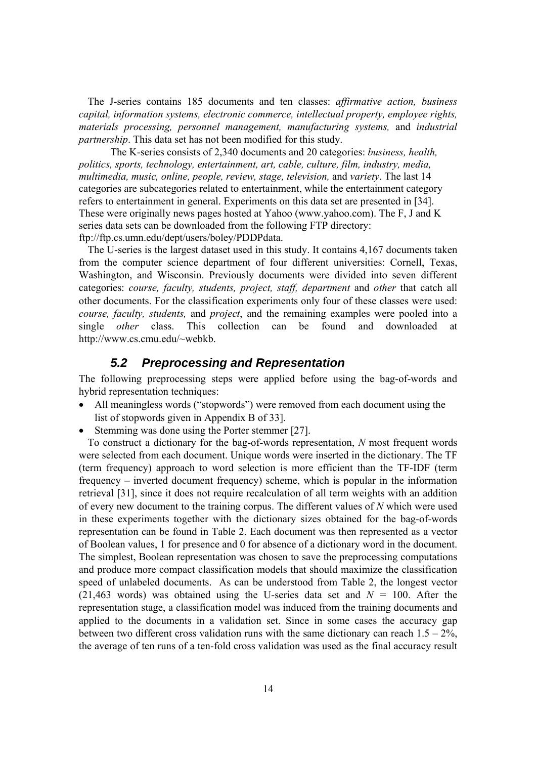The J-series contains 185 documents and ten classes: *affirmative action, business capital, information systems, electronic commerce, intellectual property, employee rights, materials processing, personnel management, manufacturing systems,* and *industrial partnership*. This data set has not been modified for this study.

The K-series consists of 2,340 documents and 20 categories: *business, health, politics, sports, technology, entertainment, art, cable, culture, film, industry, media, multimedia, music, online, people, review, stage, television,* and *variety*. The last 14 categories are subcategories related to entertainment, while the entertainment category refers to entertainment in general. Experiments on this data set are presented in [34]. These were originally news pages hosted at Yahoo (www.yahoo.com). The F, J and K series data sets can be downloaded from the following FTP directory: ftp://ftp.cs.umn.edu/dept/users/boley/PDDPdata.

The U-series is the largest dataset used in this study. It contains 4,167 documents taken from the computer science department of four different universities: Cornell, Texas, Washington, and Wisconsin. Previously documents were divided into seven different categories: *course, faculty, students, project, staff, department* and *other* that catch all other documents. For the classification experiments only four of these classes were used: *course, faculty, students,* and *project*, and the remaining examples were pooled into a single *other* class. This collection can be found and downloaded at http://www.cs.cmu.edu/~webkb.

## 5.2 Preprocessing and Representation

The following preprocessing steps were applied before using the bag-of-words and hybrid representation techniques:

- All meaningless words ("stopwords") were removed from each document using the list of stopwords given in Appendix B of 33].
- Stemming was done using the Porter stemmer [27].

To construct a dictionary for the bag-of-words representation, *N* most frequent words were selected from each document. Unique words were inserted in the dictionary. The TF (term frequency) approach to word selection is more efficient than the TF-IDF (term frequency – inverted document frequency) scheme, which is popular in the information retrieval [31], since it does not require recalculation of all term weights with an addition of every new document to the training corpus. The different values of *N* which were used in these experiments together with the dictionary sizes obtained for the bag-of-words representation can be found in Table 2. Each document was then represented as a vector of Boolean values, 1 for presence and 0 for absence of a dictionary word in the document. The simplest, Boolean representation was chosen to save the preprocessing computations and produce more compact classification models that should maximize the classification speed of unlabeled documents. As can be understood from Table 2, the longest vector (21,463 words) was obtained using the U-series data set and $N = 100$. After the representation stage, a classification model was induced from the training documents and applied to the documents in a validation set. Since in some cases the accuracy gap between two different cross validation runs with the same dictionary can reach 1.5 – 2%, the average of ten runs of a ten-fold cross validation was used as the final accuracy result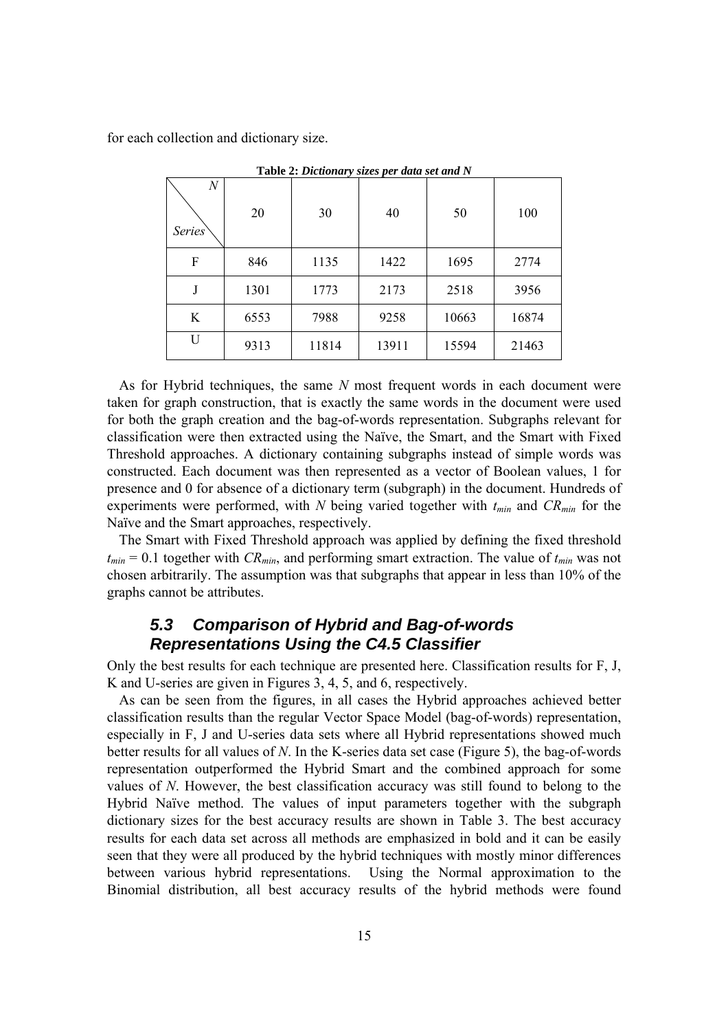for each collection and dictionary size.

**Table 2:** ***Dictionary sizes per data set and N***

| Series \ $N$ | 20 | 30 | 40 | 50 | 100 |
|---|---|---|---|---|---|
| F | 846 | 1135 | 1422 | 1695 | 2774 |
| J | 1301 | 1773 | 2173 | 2518 | 3956 |
| K | 6553 | 7988 | 9258 | 10663 | 16874 |
| U | 9313 | 11814 | 13911 | 15594 | 21463 |

As for Hybrid techniques, the same $N$ most frequent words in each document were taken for graph construction, that is exactly the same words in the document were used for both the graph creation and the bag-of-words representation. Subgraphs relevant for classification were then extracted using the Naïve, the Smart, and the Smart with Fixed Threshold approaches. A dictionary containing subgraphs instead of simple words was constructed. Each document was then represented as a vector of Boolean values, 1 for presence and 0 for absence of a dictionary term (subgraph) in the document. Hundreds of experiments were performed, with $N$ being varied together with $t_{min}$ and $CR_{min}$ for the Naïve and the Smart approaches, respectively.

The Smart with Fixed Threshold approach was applied by defining the fixed threshold $t_{min} = 0.1$ together with $CR_{min}$, and performing smart extraction. The value of $t_{min}$ was not chosen arbitrarily. The assumption was that subgraphs that appear in less than 10% of the graphs cannot be attributes.

### 5.3 Comparison of Hybrid and Bag-of-words Representations Using the C4.5 Classifier

Only the best results for each technique are presented here. Classification results for F, J, K and U-series are given in Figures 3, 4, 5, and 6, respectively.

As can be seen from the figures, in all cases the Hybrid approaches achieved better classification results than the regular Vector Space Model (bag-of-words) representation, especially in F, J and U-series data sets where all Hybrid representations showed much better results for all values of $N$. In the K-series data set case (Figure 5), the bag-of-words representation outperformed the Hybrid Smart and the combined approach for some values of $N$. However, the best classification accuracy was still found to belong to the Hybrid Naïve method. The values of input parameters together with the subgraph dictionary sizes for the best accuracy results are shown in Table 3. The best accuracy results for each data set across all methods are emphasized in bold and it can be easily seen that they were all produced by the hybrid techniques with mostly minor differences between various hybrid representations. Using the Normal approximation to the Binomial distribution, all best accuracy results of the hybrid methods were found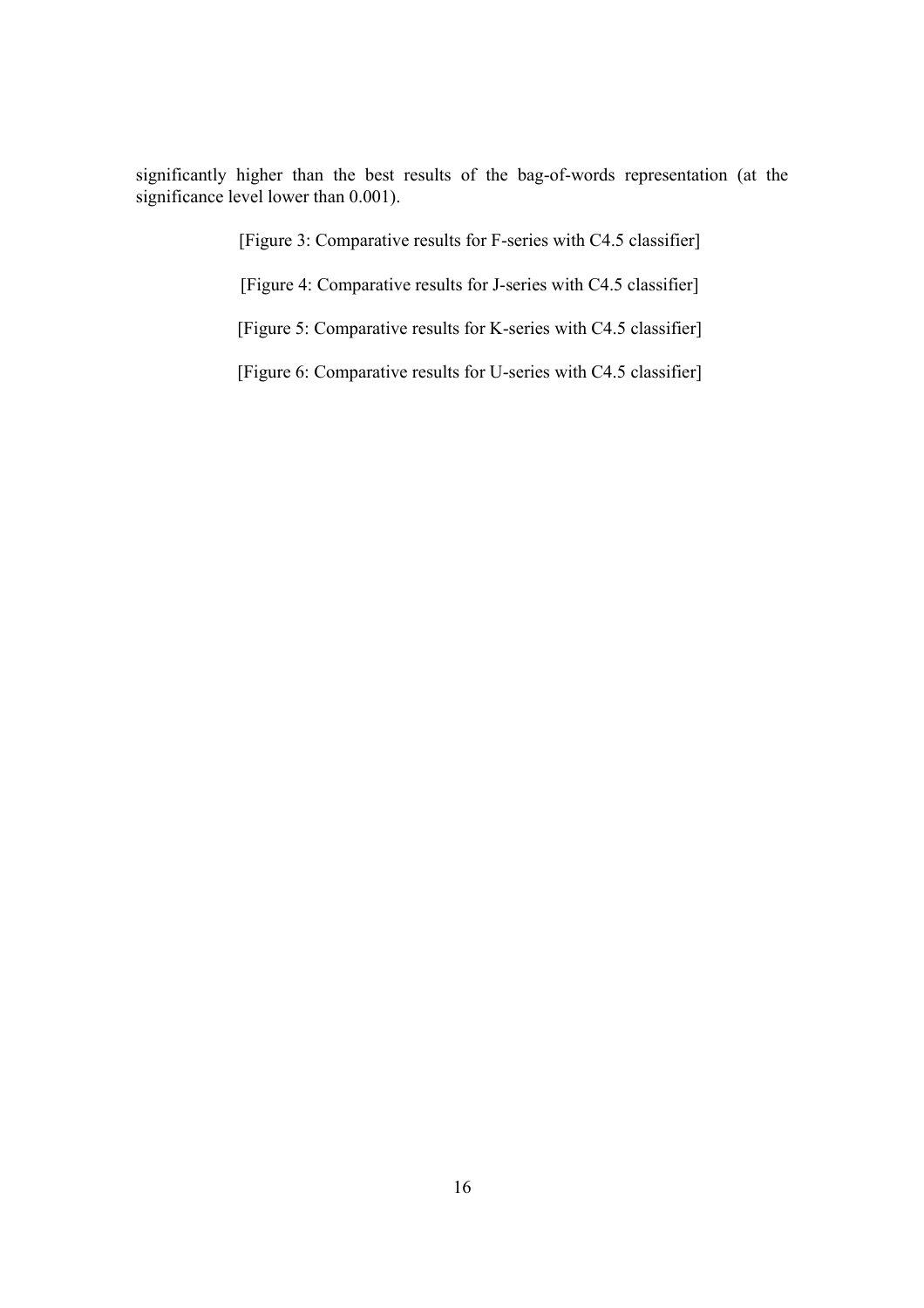significantly higher than the best results of the bag-of-words representation (at the significance level lower than 0.001).

[Figure 3: Comparative results for F-series with C4.5 classifier]

[Figure 4: Comparative results for J-series with C4.5 classifier]

[Figure 5: Comparative results for K-series with C4.5 classifier]

[Figure 6: Comparative results for U-series with C4.5 classifier]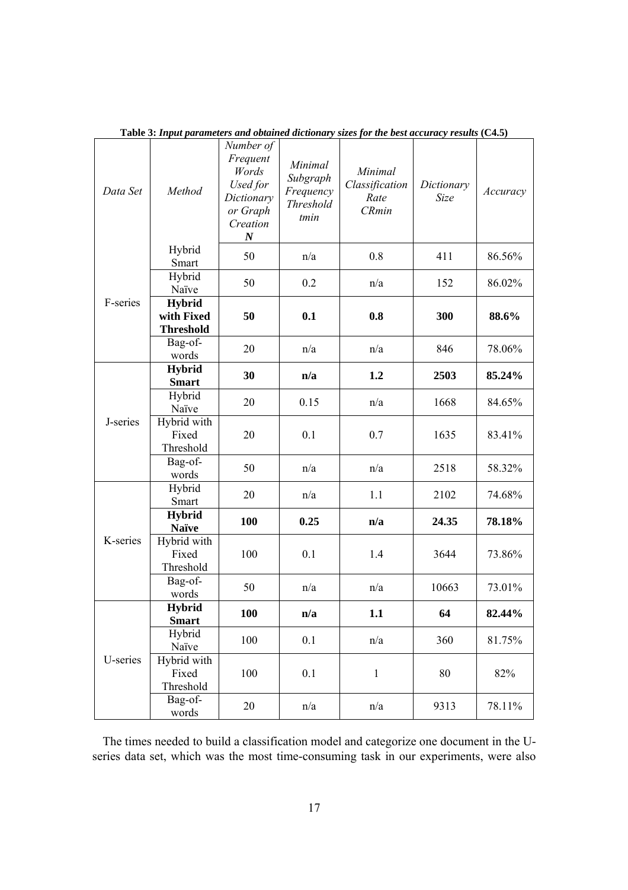**Table 3:** ***Input parameters and obtained dictionary sizes for the best accuracy results*** **(C4.5)**

| *Data Set* | *Method* | *Number of Frequent Words Used for Dictionary or Graph Creation* ***N*** | *Minimal Subgraph Frequency Threshold tmin* | *Minimal Classification Rate CRmin* | *Dictionary Size* | *Accuracy* |
|---|---|---|---|---|---|---|
| F-series | Hybrid Smart | 50 | n/a | 0.8 | 411 | 86.56% |
| | Hybrid Naïve | 50 | 0.2 | n/a | 152 | 86.02% |
| | **Hybrid with Fixed Threshold** | **50** | **0.1** | **0.8** | **300** | **88.6%** |
| | Bag-of-words | 20 | n/a | n/a | 846 | 78.06% |
| J-series | **Hybrid Smart** | **30** | **n/a** | **1.2** | **2503** | **85.24%** |
| | Hybrid Naïve | 20 | 0.15 | n/a | 1668 | 84.65% |
| | Hybrid with Fixed Threshold | 20 | 0.1 | 0.7 | 1635 | 83.41% |
| | Bag-of-words | 50 | n/a | n/a | 2518 | 58.32% |
| K-series | Hybrid Smart | 20 | n/a | 1.1 | 2102 | 74.68% |
| | **Hybrid Naïve** | **100** | **0.25** | **n/a** | **24.35** | **78.18%** |
| | Hybrid with Fixed Threshold | 100 | 0.1 | 1.4 | 3644 | 73.86% |
| | Bag-of-words | 50 | n/a | n/a | 10663 | 73.01% |
| U-series | **Hybrid Smart** | **100** | **n/a** | **1.1** | **64** | **82.44%** |
| | Hybrid Naïve | 100 | 0.1 | n/a | 360 | 81.75% |
| | Hybrid with Fixed Threshold | 100 | 0.1 | 1 | 80 | 82% |
| | Bag-of-words | 20 | n/a | n/a | 9313 | 78.11% |

The times needed to build a classification model and categorize one document in the U-series data set, which was the most time-consuming task in our experiments, were also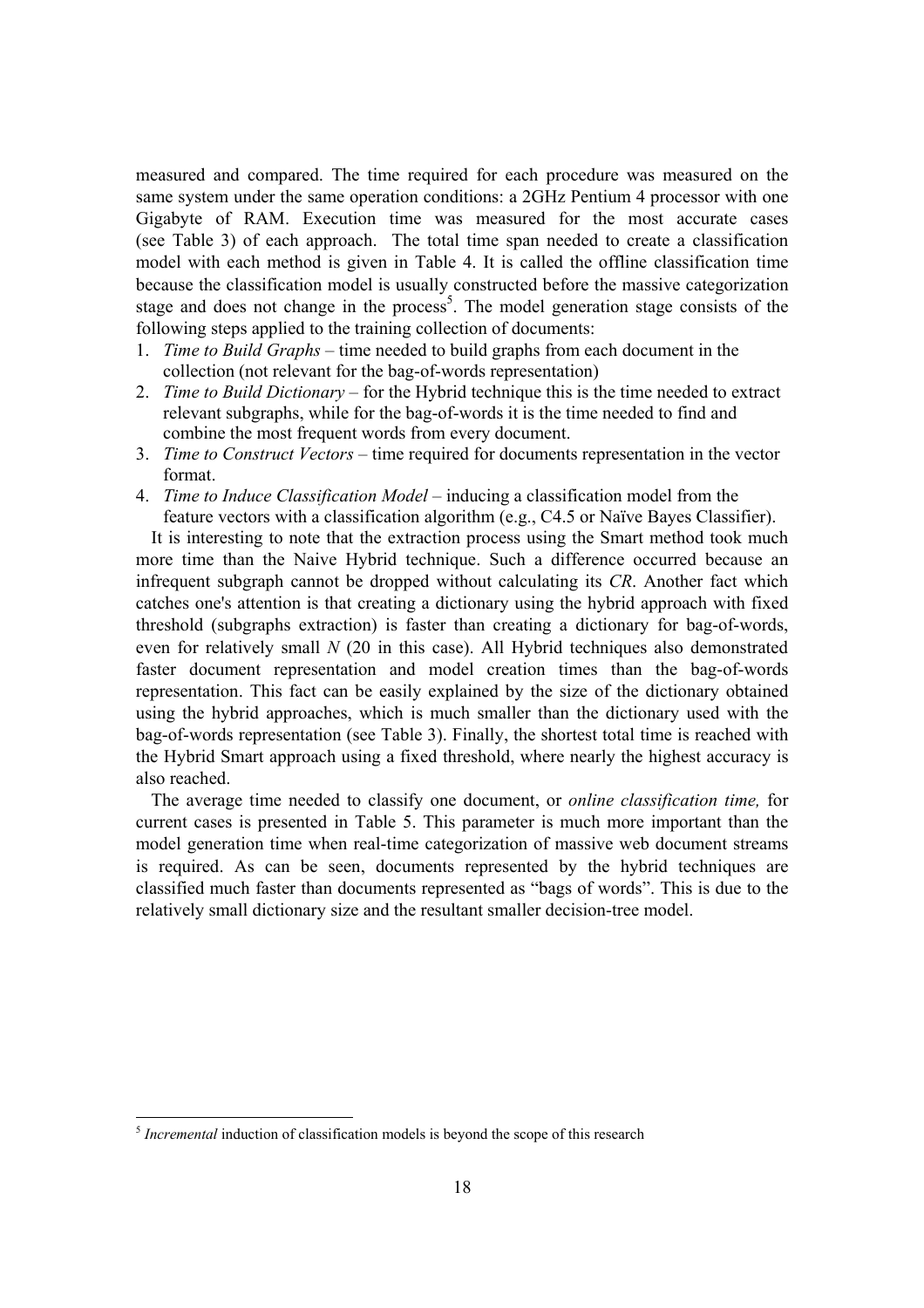measured and compared. The time required for each procedure was measured on the same system under the same operation conditions: a 2GHz Pentium 4 processor with one Gigabyte of RAM. Execution time was measured for the most accurate cases (see Table 3) of each approach. The total time span needed to create a classification model with each method is given in Table 4. It is called the offline classification time because the classification model is usually constructed before the massive categorization stage and does not change in the process[5]. The model generation stage consists of the following steps applied to the training collection of documents:

1. *Time to Build Graphs* – time needed to build graphs from each document in the collection (not relevant for the bag-of-words representation)
2. *Time to Build Dictionary* – for the Hybrid technique this is the time needed to extract relevant subgraphs, while for the bag-of-words it is the time needed to find and combine the most frequent words from every document.
3. *Time to Construct Vectors* – time required for documents representation in the vector format.
4. *Time to Induce Classification Model* – inducing a classification model from the feature vectors with a classification algorithm (e.g., C4.5 or Naïve Bayes Classifier).

It is interesting to note that the extraction process using the Smart method took much more time than the Naive Hybrid technique. Such a difference occurred because an infrequent subgraph cannot be dropped without calculating its *CR*. Another fact which catches one's attention is that creating a dictionary using the hybrid approach with fixed threshold (subgraphs extraction) is faster than creating a dictionary for bag-of-words, even for relatively small $N$ (20 in this case). All Hybrid techniques also demonstrated faster document representation and model creation times than the bag-of-words representation. This fact can be easily explained by the size of the dictionary obtained using the hybrid approaches, which is much smaller than the dictionary used with the bag-of-words representation (see Table 3). Finally, the shortest total time is reached with the Hybrid Smart approach using a fixed threshold, where nearly the highest accuracy is also reached.

The average time needed to classify one document, or *online classification time,* for current cases is presented in Table 5. This parameter is much more important than the model generation time when real-time categorization of massive web document streams is required. As can be seen, documents represented by the hybrid techniques are classified much faster than documents represented as "bags of words". This is due to the relatively small dictionary size and the resultant smaller decision-tree model.

[5] *Incremental* induction of classification models is beyond the scope of this research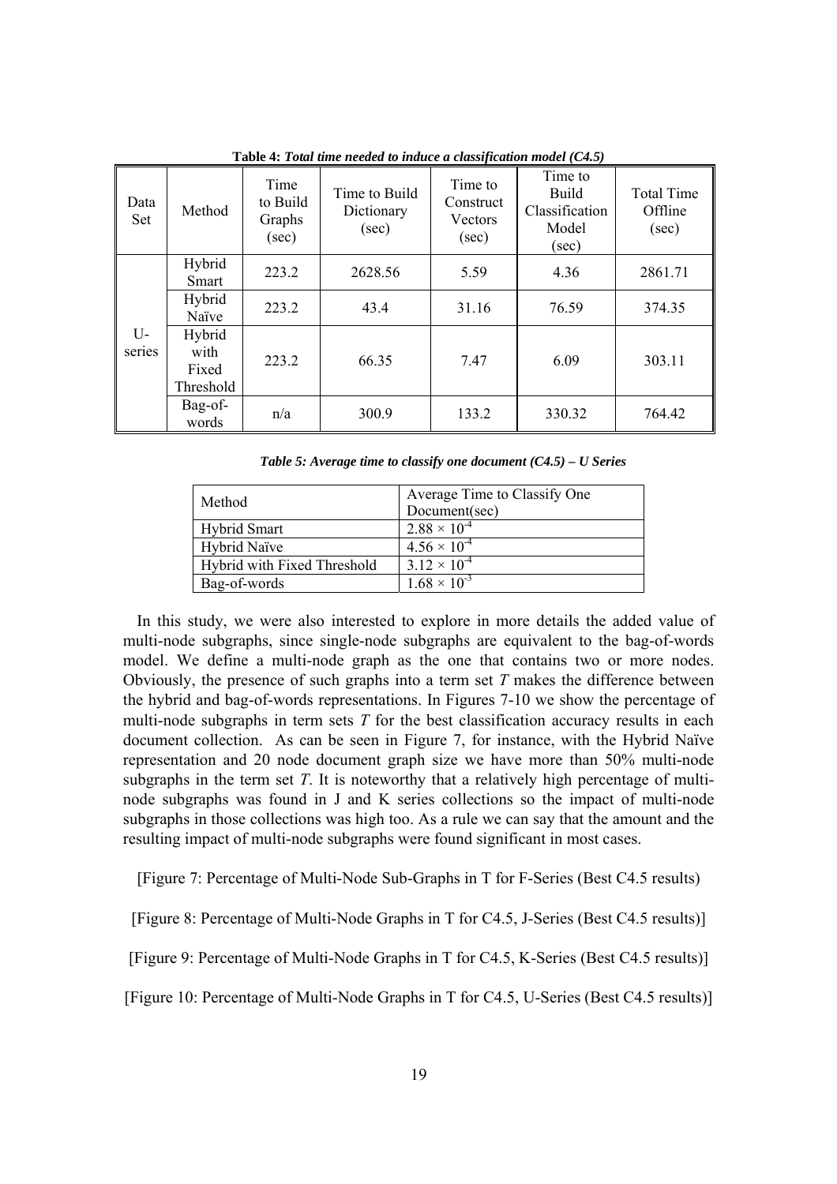**Table 4:** ***Total time needed to induce a classification model (C4.5)***

| Data Set | Method | Time to Build Graphs (sec) | Time to Build Dictionary (sec) | Time to Construct Vectors (sec) | Time to Build Classification Model (sec) | Total Time Offline (sec) |
|---|---|---|---|---|---|---|
| U-series | Hybrid Smart | 223.2 | 2628.56 | 5.59 | 4.36 | 2861.71 |
| | Hybrid Naïve | 223.2 | 43.4 | 31.16 | 76.59 | 374.35 |
| | Hybrid with Fixed Threshold | 223.2 | 66.35 | 7.47 | 6.09 | 303.11 |
| | Bag-of-words | n/a | 300.9 | 133.2 | 330.32 | 764.42 |

***Table 5: Average time to classify one document (C4.5) – U Series***

| Method | Average Time to Classify One Document(sec) |
|---|---|
| Hybrid Smart | $2.88 \times 10^{-4}$ |
| Hybrid Naïve | $4.56 \times 10^{-4}$ |
| Hybrid with Fixed Threshold | $3.12 \times 10^{-4}$ |
| Bag-of-words | $1.68 \times 10^{-3}$ |

In this study, we were also interested to explore in more details the added value of multi-node subgraphs, since single-node subgraphs are equivalent to the bag-of-words model. We define a multi-node graph as the one that contains two or more nodes. Obviously, the presence of such graphs into a term set *T* makes the difference between the hybrid and bag-of-words representations. In Figures 7-10 we show the percentage of multi-node subgraphs in term sets *T* for the best classification accuracy results in each document collection. As can be seen in Figure 7, for instance, with the Hybrid Naïve representation and 20 node document graph size we have more than 50% multi-node subgraphs in the term set *T*. It is noteworthy that a relatively high percentage of multi-node subgraphs was found in J and K series collections so the impact of multi-node subgraphs in those collections was high too. As a rule we can say that the amount and the resulting impact of multi-node subgraphs were found significant in most cases.

[Figure 7: Percentage of Multi-Node Sub-Graphs in T for F-Series (Best C4.5 results)

[Figure 8: Percentage of Multi-Node Graphs in T for C4.5, J-Series (Best C4.5 results)]

[Figure 9: Percentage of Multi-Node Graphs in T for C4.5, K-Series (Best C4.5 results)]

[Figure 10: Percentage of Multi-Node Graphs in T for C4.5, U-Series (Best C4.5 results)]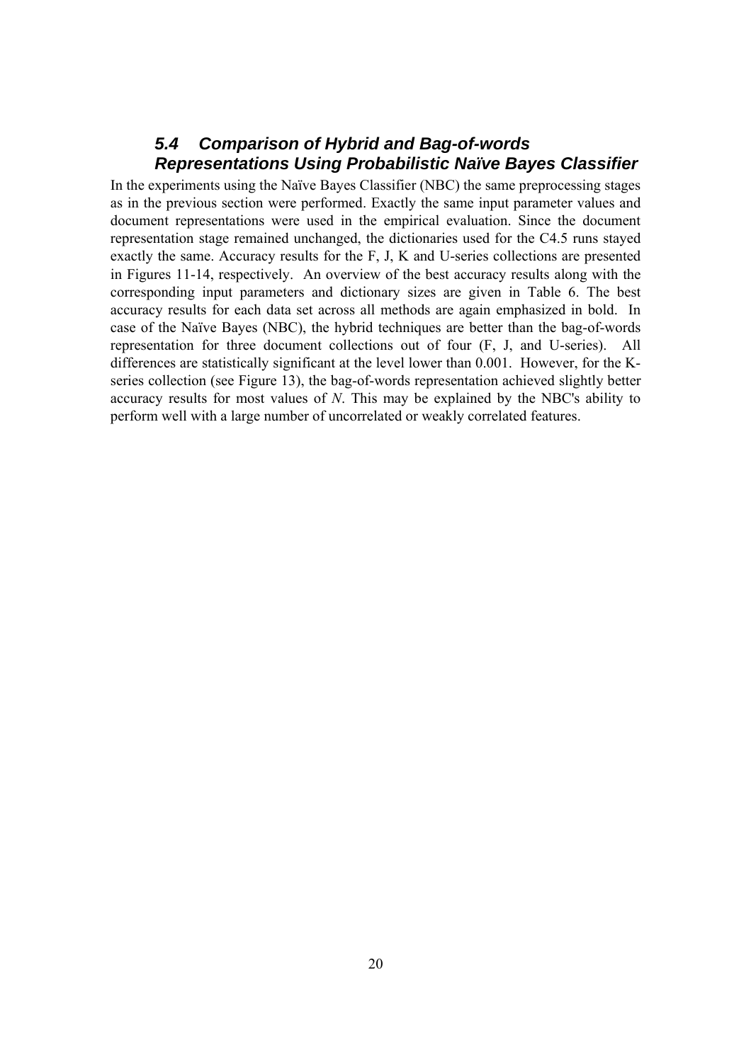### 5.4 Comparison of Hybrid and Bag-of-words Representations Using Probabilistic Naïve Bayes Classifier

In the experiments using the Naïve Bayes Classifier (NBC) the same preprocessing stages as in the previous section were performed. Exactly the same input parameter values and document representations were used in the empirical evaluation. Since the document representation stage remained unchanged, the dictionaries used for the C4.5 runs stayed exactly the same. Accuracy results for the F, J, K and U-series collections are presented in Figures 11-14, respectively. An overview of the best accuracy results along with the corresponding input parameters and dictionary sizes are given in Table 6. The best accuracy results for each data set across all methods are again emphasized in bold. In case of the Naïve Bayes (NBC), the hybrid techniques are better than the bag-of-words representation for three document collections out of four (F, J, and U-series). All differences are statistically significant at the level lower than 0.001. However, for the K-series collection (see Figure 13), the bag-of-words representation achieved slightly better accuracy results for most values of *N*. This may be explained by the NBC's ability to perform well with a large number of uncorrelated or weakly correlated features.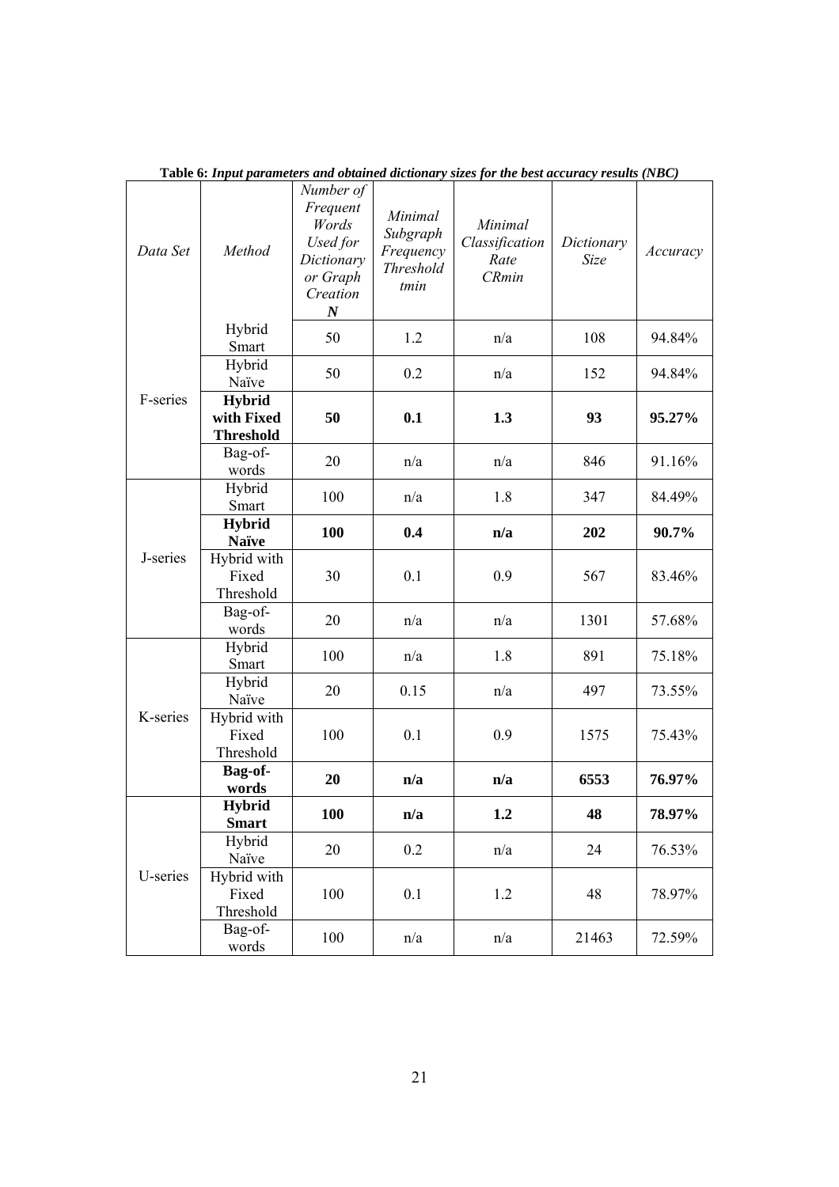**Table 6:** ***Input parameters and obtained dictionary sizes for the best accuracy results (NBC)***

| *Data Set* | *Method* | *Number of Frequent Words Used for Dictionary or Graph Creation* ***N*** | *Minimal Subgraph Frequency Threshold tmin* | *Minimal Classification Rate CRmin* | *Dictionary Size* | *Accuracy* |
|---|---|---|---|---|---|---|
| F-series | Hybrid Smart | 50 | 1.2 | n/a | 108 | 94.84% |
| | Hybrid Naïve | 50 | 0.2 | n/a | 152 | 94.84% |
| | **Hybrid with Fixed Threshold** | **50** | **0.1** | **1.3** | **93** | **95.27%** |
| | Bag-of-words | 20 | n/a | n/a | 846 | 91.16% |
| J-series | Hybrid Smart | 100 | n/a | 1.8 | 347 | 84.49% |
| | **Hybrid Naïve** | **100** | **0.4** | **n/a** | **202** | **90.7%** |
| | Hybrid with Fixed Threshold | 30 | 0.1 | 0.9 | 567 | 83.46% |
| | Bag-of-words | 20 | n/a | n/a | 1301 | 57.68% |
| K-series | Hybrid Smart | 100 | n/a | 1.8 | 891 | 75.18% |
| | Hybrid Naïve | 20 | 0.15 | n/a | 497 | 73.55% |
| | Hybrid with Fixed Threshold | 100 | 0.1 | 0.9 | 1575 | 75.43% |
| | **Bag-of-words** | **20** | **n/a** | **n/a** | **6553** | **76.97%** |
| U-series | **Hybrid Smart** | **100** | **n/a** | **1.2** | **48** | **78.97%** |
| | Hybrid Naïve | 20 | 0.2 | n/a | 24 | 76.53% |
| | Hybrid with Fixed Threshold | 100 | 0.1 | 1.2 | 48 | 78.97% |
| | Bag-of-words | 100 | n/a | n/a | 21463 | 72.59% |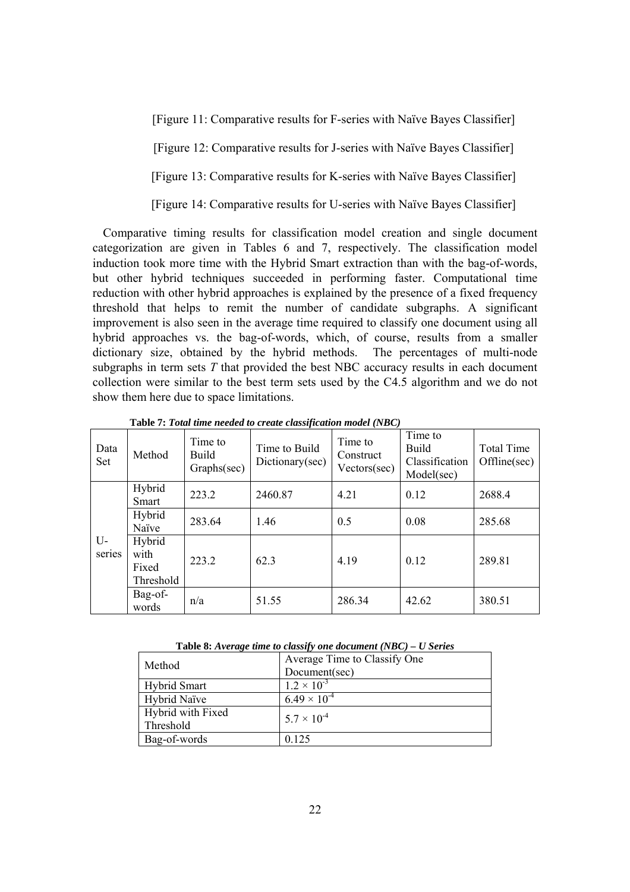[Figure 11: Comparative results for F-series with Naïve Bayes Classifier]

[Figure 12: Comparative results for J-series with Naïve Bayes Classifier]

[Figure 13: Comparative results for K-series with Naïve Bayes Classifier]

[Figure 14: Comparative results for U-series with Naïve Bayes Classifier]

Comparative timing results for classification model creation and single document categorization are given in Tables 6 and 7, respectively. The classification model induction took more time with the Hybrid Smart extraction than with the bag-of-words, but other hybrid techniques succeeded in performing faster. Computational time reduction with other hybrid approaches is explained by the presence of a fixed frequency threshold that helps to remit the number of candidate subgraphs. A significant improvement is also seen in the average time required to classify one document using all hybrid approaches vs. the bag-of-words, which, of course, results from a smaller dictionary size, obtained by the hybrid methods. The percentages of multi-node subgraphs in term sets *T* that provided the best NBC accuracy results in each document collection were similar to the best term sets used by the C4.5 algorithm and we do not show them here due to space limitations.

**Table 7:** ***Total time needed to create classification model (NBC)***

| Data Set | Method | Time to Build Graphs(sec) | Time to Build Dictionary(sec) | Time to Construct Vectors(sec) | Time to Build Classification Model(sec) | Total Time Offline(sec) |
|---|---|---|---|---|---|---|
| U-series | Hybrid Smart | 223.2 | 2460.87 | 4.21 | 0.12 | 2688.4 |
| | Hybrid Naïve | 283.64 | 1.46 | 0.5 | 0.08 | 285.68 |
| | Hybrid with Fixed Threshold | 223.2 | 62.3 | 4.19 | 0.12 | 289.81 |
| | Bag-of-words | n/a | 51.55 | 286.34 | 42.62 | 380.51 |

**Table 8:** ***Average time to classify one document (NBC) – U Series***

| Method | Average Time to Classify One Document(sec) |
|---|---|
| Hybrid Smart | $1.2 \times 10^{-3}$ |
| Hybrid Naïve | $6.49 \times 10^{-4}$ |
| Hybrid with Fixed Threshold | $5.7 \times 10^{-4}$ |
| Bag-of-words | 0.125 |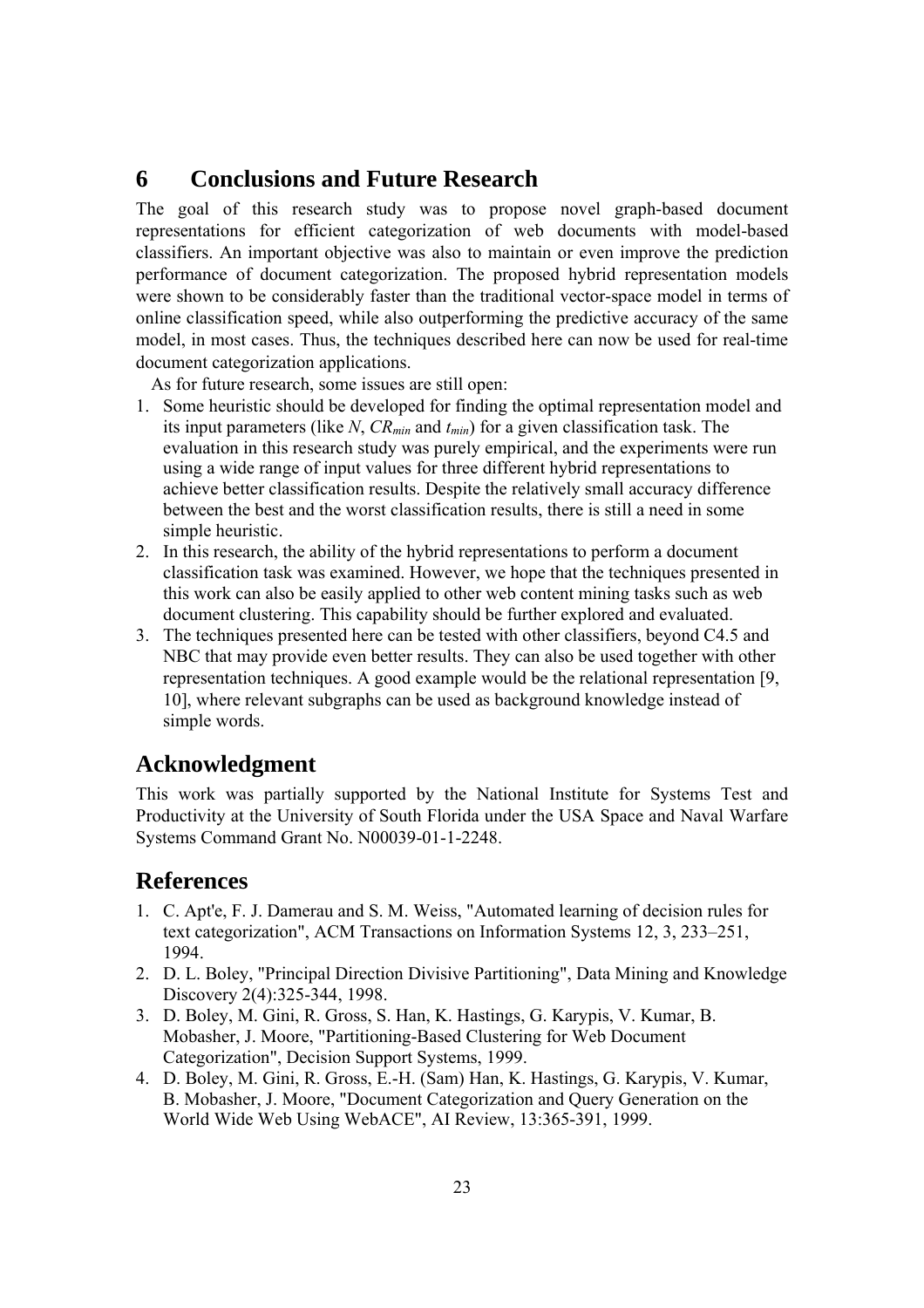## 6 Conclusions and Future Research

The goal of this research study was to propose novel graph-based document representations for efficient categorization of web documents with model-based classifiers. An important objective was also to maintain or even improve the prediction performance of document categorization. The proposed hybrid representation models were shown to be considerably faster than the traditional vector-space model in terms of online classification speed, while also outperforming the predictive accuracy of the same model, in most cases. Thus, the techniques described here can now be used for real-time document categorization applications.

As for future research, some issues are still open:

1. Some heuristic should be developed for finding the optimal representation model and its input parameters (like $N$, $CR_{min}$ and $t_{min}$) for a given classification task. The evaluation in this research study was purely empirical, and the experiments were run using a wide range of input values for three different hybrid representations to achieve better classification results. Despite the relatively small accuracy difference between the best and the worst classification results, there is still a need in some simple heuristic.
2. In this research, the ability of the hybrid representations to perform a document classification task was examined. However, we hope that the techniques presented in this work can also be easily applied to other web content mining tasks such as web document clustering. This capability should be further explored and evaluated.
3. The techniques presented here can be tested with other classifiers, beyond C4.5 and NBC that may provide even better results. They can also be used together with other representation techniques. A good example would be the relational representation [9, 10], where relevant subgraphs can be used as background knowledge instead of simple words.

## Acknowledgment

This work was partially supported by the National Institute for Systems Test and Productivity at the University of South Florida under the USA Space and Naval Warfare Systems Command Grant No. N00039-01-1-2248.

## References

1. C. Apt'e, F. J. Damerau and S. M. Weiss, "Automated learning of decision rules for text categorization", ACM Transactions on Information Systems 12, 3, 233–251, 1994.
2. D. L. Boley, "Principal Direction Divisive Partitioning", Data Mining and Knowledge Discovery 2(4):325-344, 1998.
3. D. Boley, M. Gini, R. Gross, S. Han, K. Hastings, G. Karypis, V. Kumar, B. Mobasher, J. Moore, "Partitioning-Based Clustering for Web Document Categorization", Decision Support Systems, 1999.
4. D. Boley, M. Gini, R. Gross, E.-H. (Sam) Han, K. Hastings, G. Karypis, V. Kumar, B. Mobasher, J. Moore, "Document Categorization and Query Generation on the World Wide Web Using WebACE", AI Review, 13:365-391, 1999.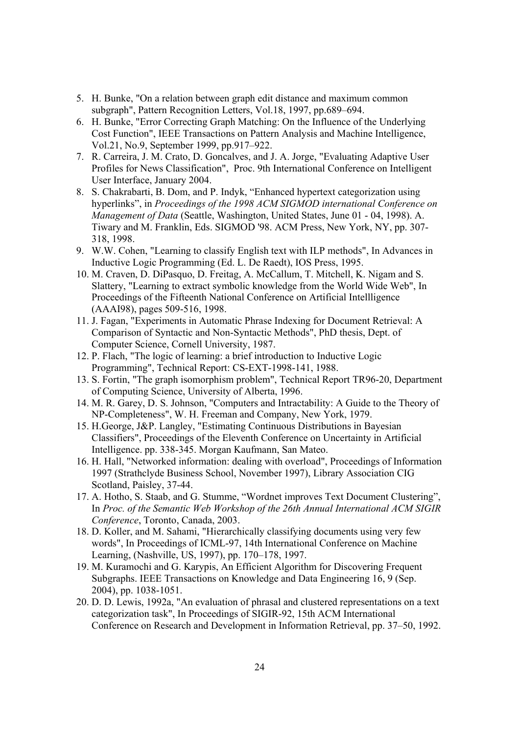5. H. Bunke, "On a relation between graph edit distance and maximum common subgraph", Pattern Recognition Letters, Vol.18, 1997, pp.689–694.
6. H. Bunke, "Error Correcting Graph Matching: On the Influence of the Underlying Cost Function", IEEE Transactions on Pattern Analysis and Machine Intelligence, Vol.21, No.9, September 1999, pp.917–922.
7. R. Carreira, J. M. Crato, D. Goncalves, and J. A. Jorge, "Evaluating Adaptive User Profiles for News Classification", Proc. 9th International Conference on Intelligent User Interface, January 2004.
8. S. Chakrabarti, B. Dom, and P. Indyk, "Enhanced hypertext categorization using hyperlinks", in *Proceedings of the 1998 ACM SIGMOD international Conference on Management of Data* (Seattle, Washington, United States, June 01 - 04, 1998). A. Tiwary and M. Franklin, Eds. SIGMOD '98. ACM Press, New York, NY, pp. 307-318, 1998.
9. W.W. Cohen, "Learning to classify English text with ILP methods", In Advances in Inductive Logic Programming (Ed. L. De Raedt), IOS Press, 1995.
10. M. Craven, D. DiPasquo, D. Freitag, A. McCallum, T. Mitchell, K. Nigam and S. Slattery, "Learning to extract symbolic knowledge from the World Wide Web", In Proceedings of the Fifteenth National Conference on Artificial Intellligence (AAAI98), pages 509-516, 1998.
11. J. Fagan, "Experiments in Automatic Phrase Indexing for Document Retrieval: A Comparison of Syntactic and Non-Syntactic Methods", PhD thesis, Dept. of Computer Science, Cornell University, 1987.
12. P. Flach, "The logic of learning: a brief introduction to Inductive Logic Programming", Technical Report: CS-EXT-1998-141, 1988.
13. S. Fortin, "The graph isomorphism problem", Technical Report TR96-20, Department of Computing Science, University of Alberta, 1996.
14. M. R. Garey, D. S. Johnson, "Computers and Intractability: A Guide to the Theory of NP-Completeness", W. H. Freeman and Company, New York, 1979.
15. H.George, J&P. Langley, "Estimating Continuous Distributions in Bayesian Classifiers", Proceedings of the Eleventh Conference on Uncertainty in Artificial Intelligence. pp. 338-345. Morgan Kaufmann, San Mateo.
16. H. Hall, "Networked information: dealing with overload", Proceedings of Information 1997 (Strathclyde Business School, November 1997), Library Association CIG Scotland, Paisley, 37-44.
17. A. Hotho, S. Staab, and G. Stumme, "Wordnet improves Text Document Clustering", In *Proc. of the Semantic Web Workshop of the 26th Annual International ACM SIGIR Conference*, Toronto, Canada, 2003.
18. D. Koller, and M. Sahami, "Hierarchically classifying documents using very few words", In Proceedings of ICML-97, 14th International Conference on Machine Learning, (Nashville, US, 1997), pp. 170–178, 1997.
19. M. Kuramochi and G. Karypis, An Efficient Algorithm for Discovering Frequent Subgraphs. IEEE Transactions on Knowledge and Data Engineering 16, 9 (Sep. 2004), pp. 1038-1051.
20. D. D. Lewis, 1992a, "An evaluation of phrasal and clustered representations on a text categorization task", In Proceedings of SIGIR-92, 15th ACM International Conference on Research and Development in Information Retrieval, pp. 37–50, 1992.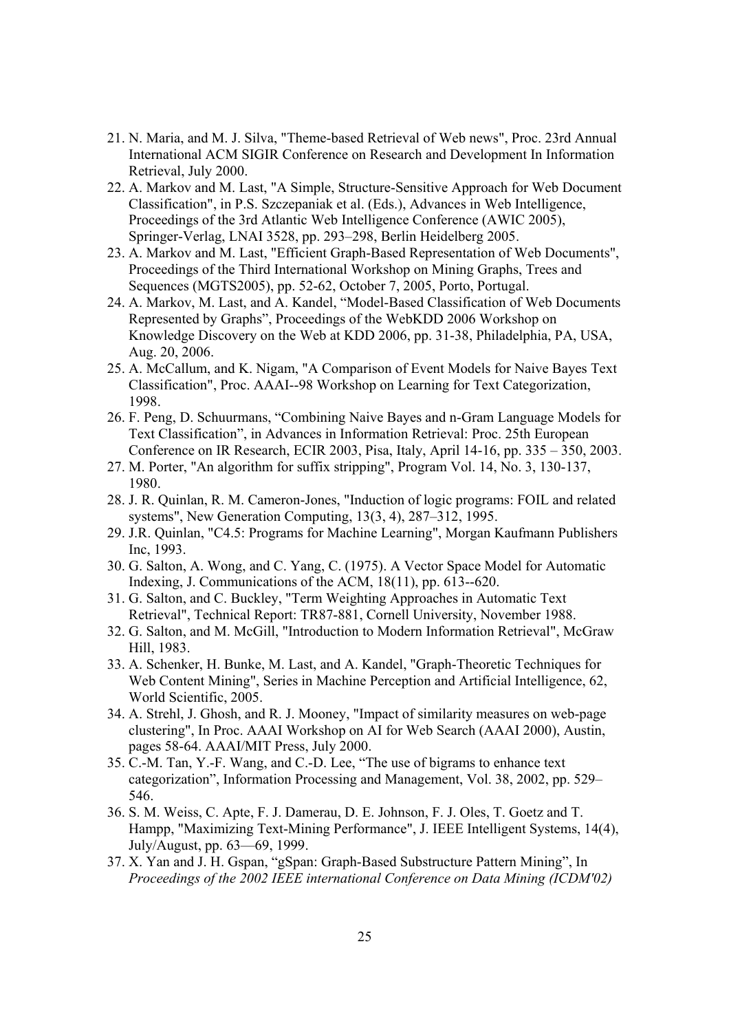21. N. Maria, and M. J. Silva, "Theme-based Retrieval of Web news", Proc. 23rd Annual International ACM SIGIR Conference on Research and Development In Information Retrieval, July 2000.
22. A. Markov and M. Last, "A Simple, Structure-Sensitive Approach for Web Document Classification", in P.S. Szczepaniak et al. (Eds.), Advances in Web Intelligence, Proceedings of the 3rd Atlantic Web Intelligence Conference (AWIC 2005), Springer-Verlag, LNAI 3528, pp. 293–298, Berlin Heidelberg 2005.
23. A. Markov and M. Last, "Efficient Graph-Based Representation of Web Documents", Proceedings of the Third International Workshop on Mining Graphs, Trees and Sequences (MGTS2005), pp. 52-62, October 7, 2005, Porto, Portugal.
24. A. Markov, M. Last, and A. Kandel, "Model-Based Classification of Web Documents Represented by Graphs", Proceedings of the WebKDD 2006 Workshop on Knowledge Discovery on the Web at KDD 2006, pp. 31-38, Philadelphia, PA, USA, Aug. 20, 2006.
25. A. McCallum, and K. Nigam, "A Comparison of Event Models for Naive Bayes Text Classification", Proc. AAAI--98 Workshop on Learning for Text Categorization, 1998.
26. F. Peng, D. Schuurmans, "Combining Naive Bayes and n-Gram Language Models for Text Classification", in Advances in Information Retrieval: Proc. 25th European Conference on IR Research, ECIR 2003, Pisa, Italy, April 14-16, pp. 335 – 350, 2003.
27. M. Porter, "An algorithm for suffix stripping", Program Vol. 14, No. 3, 130-137, 1980.
28. J. R. Quinlan, R. M. Cameron-Jones, "Induction of logic programs: FOIL and related systems", New Generation Computing, 13(3, 4), 287–312, 1995.
29. J.R. Quinlan, "C4.5: Programs for Machine Learning", Morgan Kaufmann Publishers Inc, 1993.
30. G. Salton, A. Wong, and C. Yang, C. (1975). A Vector Space Model for Automatic Indexing, J. Communications of the ACM, 18(11), pp. 613--620.
31. G. Salton, and C. Buckley, "Term Weighting Approaches in Automatic Text Retrieval", Technical Report: TR87-881, Cornell University, November 1988.
32. G. Salton, and M. McGill, "Introduction to Modern Information Retrieval", McGraw Hill, 1983.
33. A. Schenker, H. Bunke, M. Last, and A. Kandel, "Graph-Theoretic Techniques for Web Content Mining", Series in Machine Perception and Artificial Intelligence, 62, World Scientific, 2005.
34. A. Strehl, J. Ghosh, and R. J. Mooney, "Impact of similarity measures on web-page clustering", In Proc. AAAI Workshop on AI for Web Search (AAAI 2000), Austin, pages 58-64. AAAI/MIT Press, July 2000.
35. C.-M. Tan, Y.-F. Wang, and C.-D. Lee, "The use of bigrams to enhance text categorization", Information Processing and Management, Vol. 38, 2002, pp. 529–546.
36. S. M. Weiss, C. Apte, F. J. Damerau, D. E. Johnson, F. J. Oles, T. Goetz and T. Hampp, "Maximizing Text-Mining Performance", J. IEEE Intelligent Systems, 14(4), July/August, pp. 63—69, 1999.
37. X. Yan and J. H. Gspan, "gSpan: Graph-Based Substructure Pattern Mining", In *Proceedings of the 2002 IEEE international Conference on Data Mining (ICDM'02)*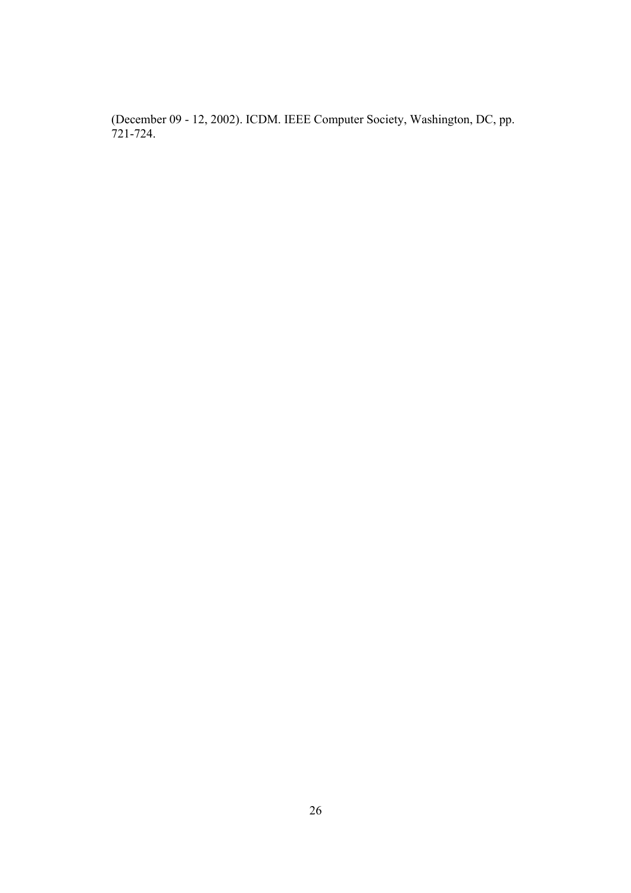(December 09 - 12, 2002). ICDM. IEEE Computer Society, Washington, DC, pp. 721-724.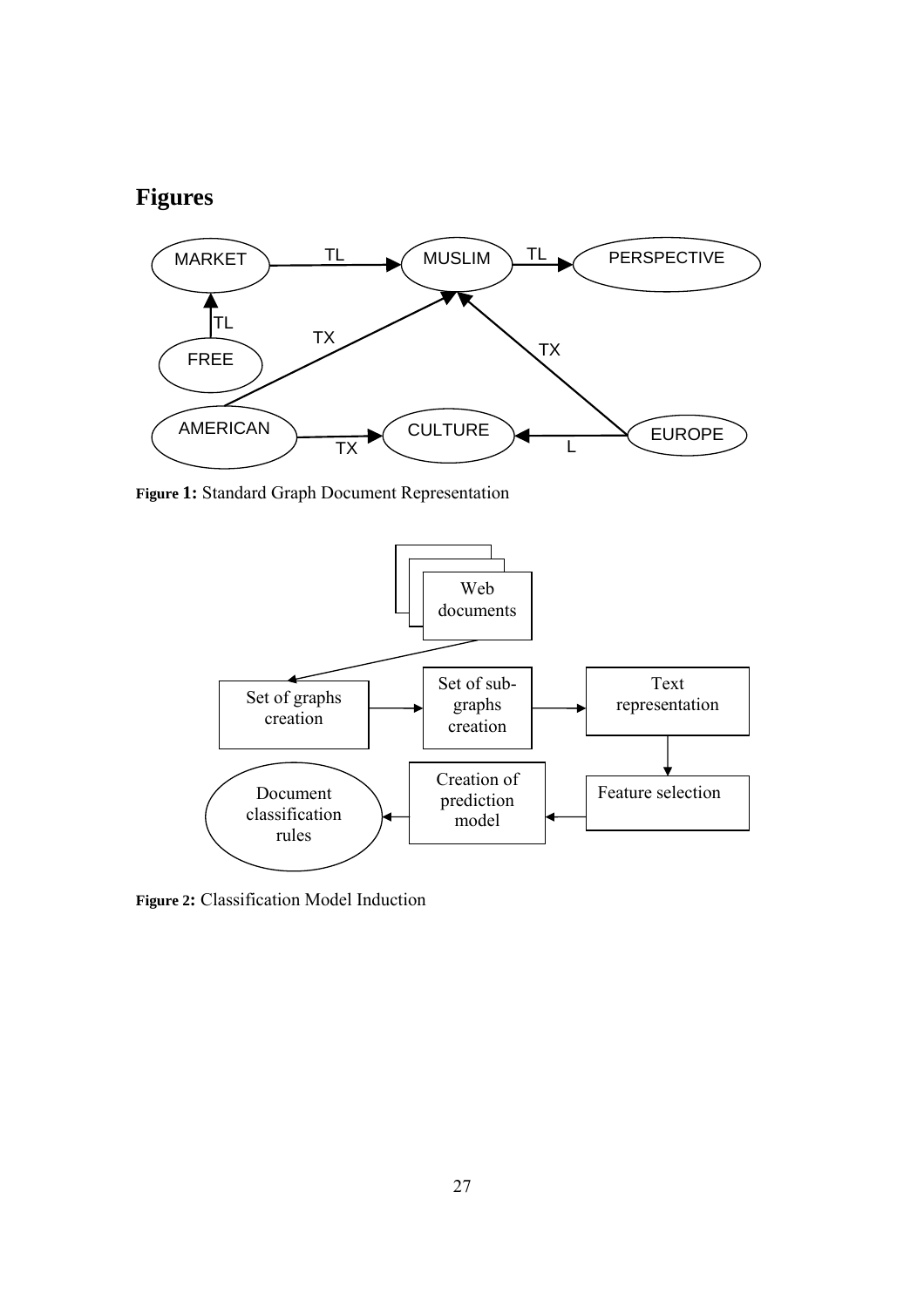# Figures

**Figure 1:** Standard Graph Document Representation

**Figure 2:** Classification Model Induction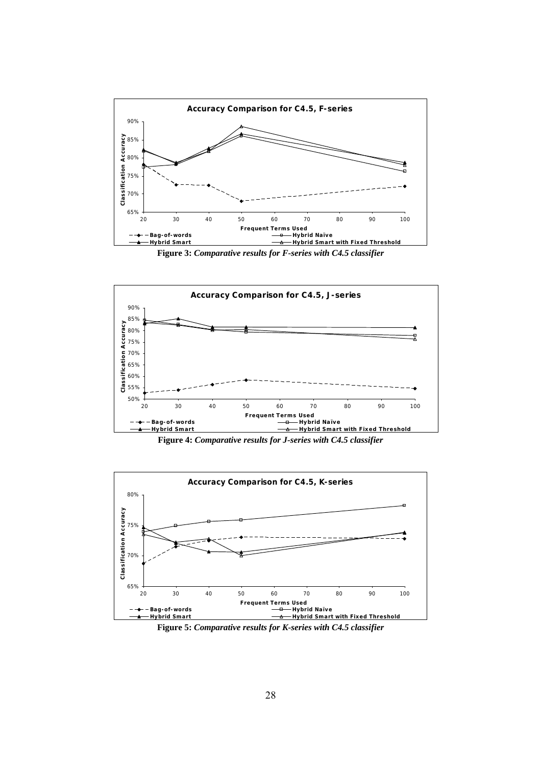**Figure 3:** *Comparative results for F-series with C4.5 classifier*

**Figure 4:** *Comparative results for J-series with C4.5 classifier*

**Figure 5:** *Comparative results for K-series with C4.5 classifier*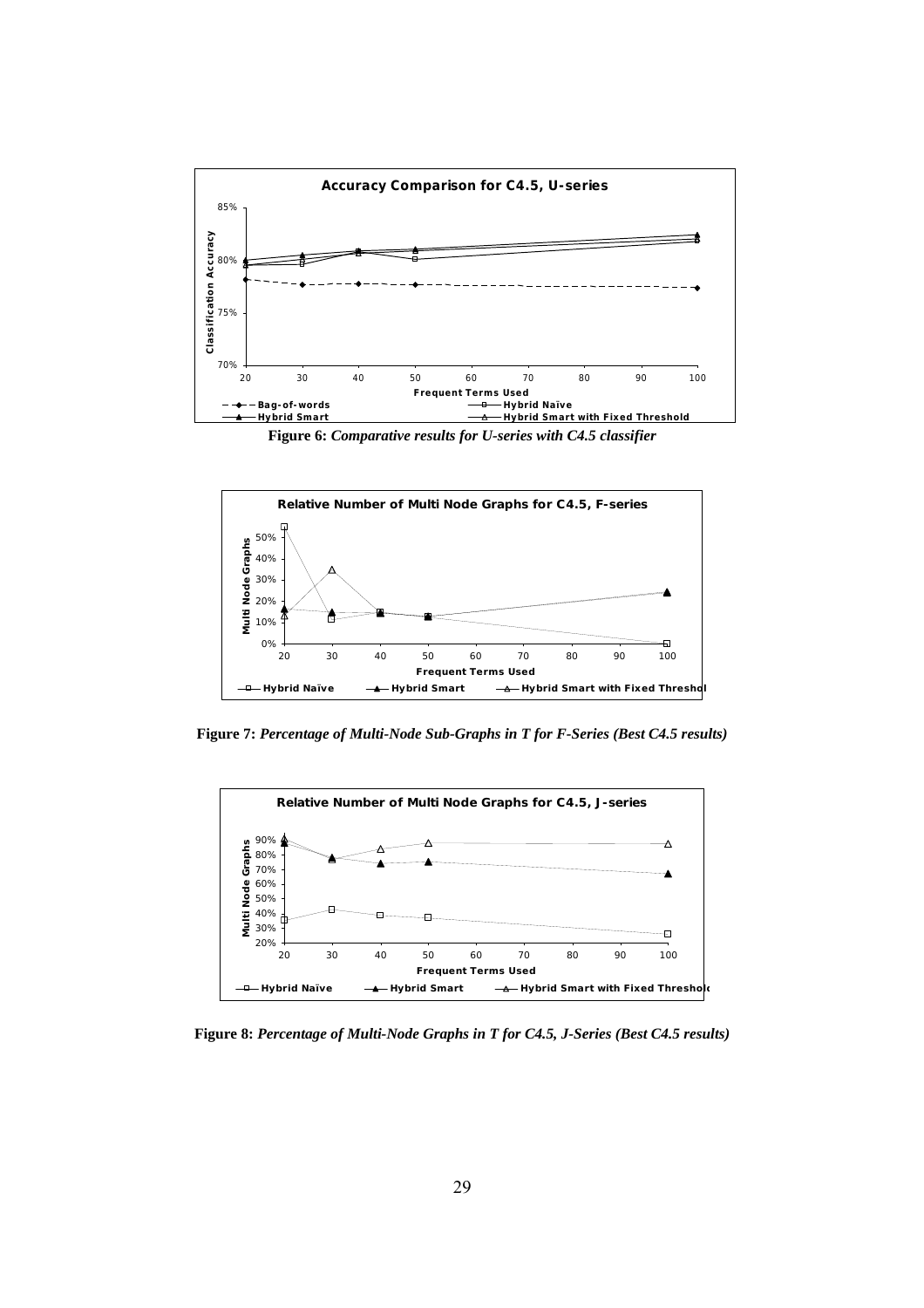Figure 6: *Comparative results for U-series with C4.5 classifier*

Figure 7: *Percentage of Multi-Node Sub-Graphs in T for F-Series (Best C4.5 results)*

Figure 8: *Percentage of Multi-Node Graphs in T for C4.5, J-Series (Best C4.5 results)*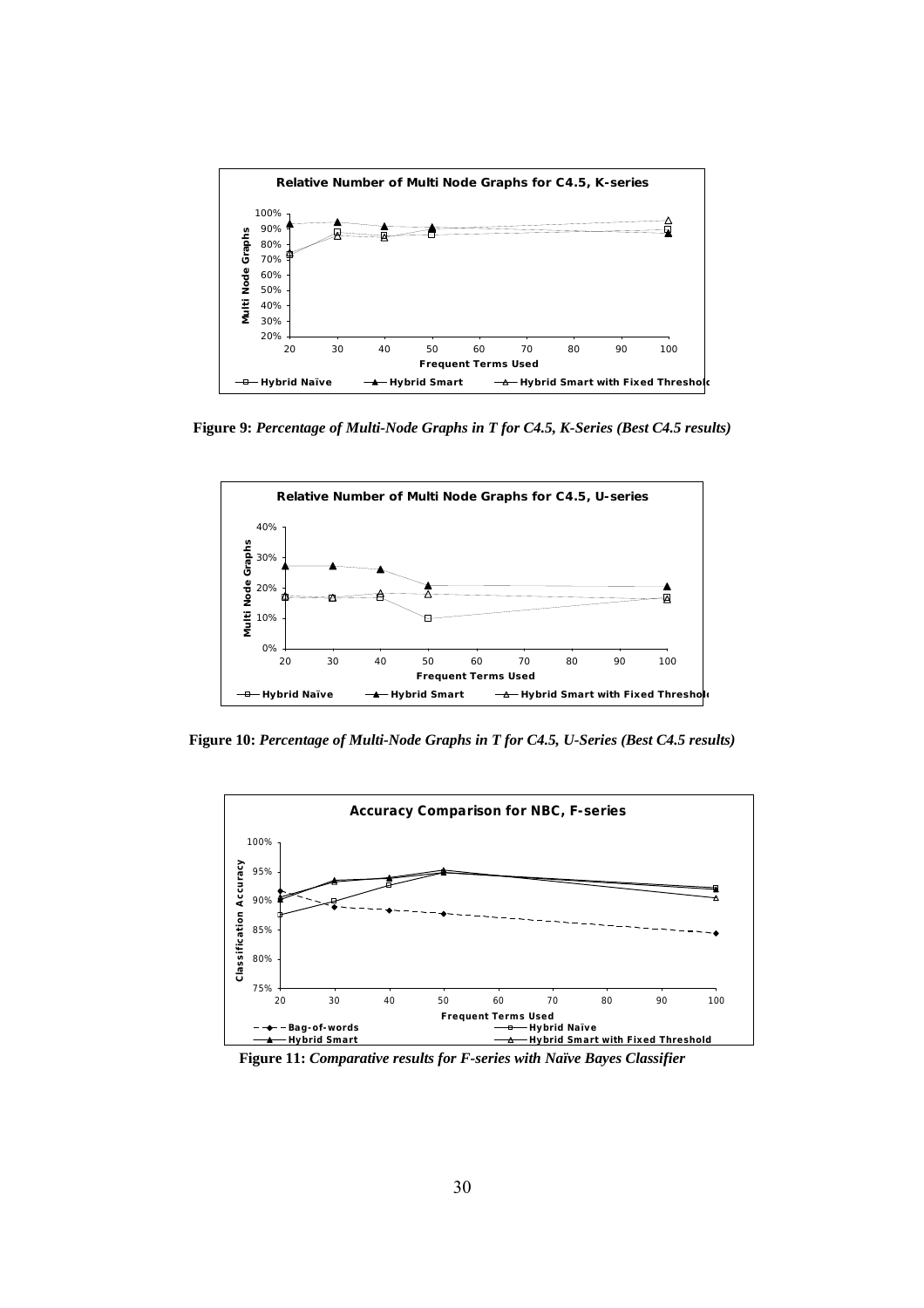**Figure 9:** *Percentage of Multi-Node Graphs in T for C4.5, K-Series (Best C4.5 results)*

**Figure 10:** *Percentage of Multi-Node Graphs in T for C4.5, U-Series (Best C4.5 results)*

**Figure 11:** *Comparative results for F-series with Naïve Bayes Classifier*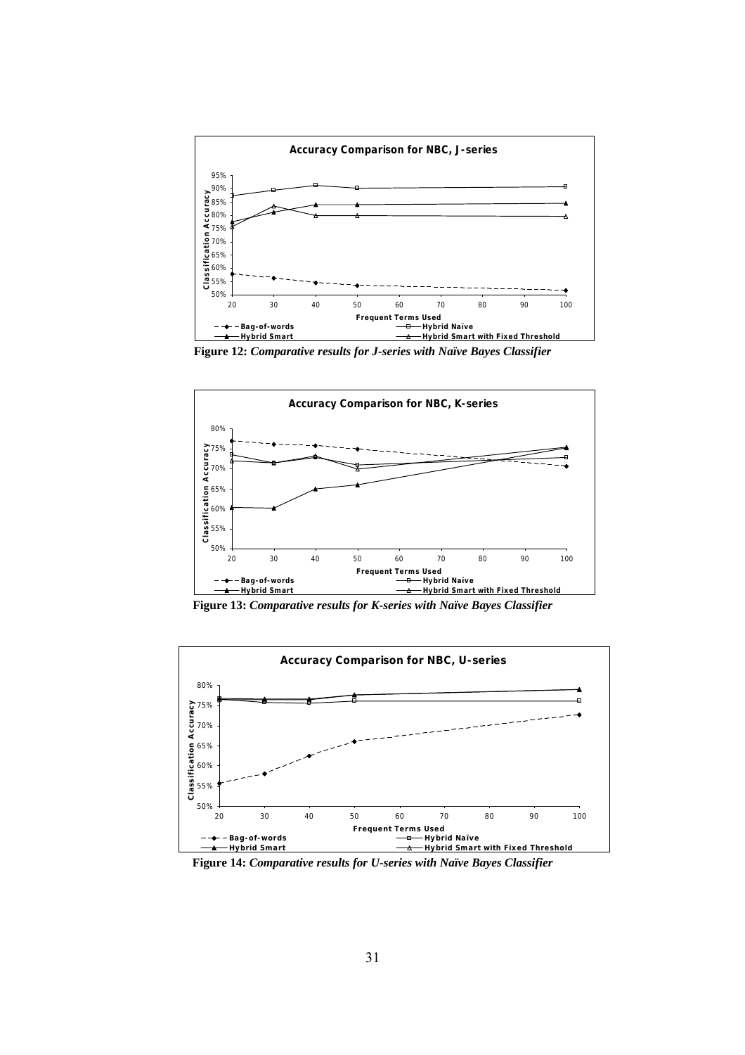Accuracy Comparison for NBC, J-series

Classification Accuracy

95%
90%
85%
80%
75%
70%
65%
60%
55%
50%

20 30 40 50 60 70 80 90 100

Frequent Terms Used

Bag-of-words
Hybrid Naïve
Hybrid Smart
Hybrid Smart with Fixed Threshold

**Figure 12:** *Comparative results for J-series with Naïve Bayes Classifier*

Accuracy Comparison for NBC, K-series

Classification Accuracy

80%
75%
70%
65%
60%
55%
50%

20 30 40 50 60 70 80 90 100

Frequent Terms Used

Bag-of-words
Hybrid Naïve
Hybrid Smart
Hybrid Smart with Fixed Threshold

**Figure 13:** *Comparative results for K-series with Naïve Bayes Classifier*

Accuracy Comparison for NBC, U-series

Classification Accuracy

80%
75%
70%
65%
60%
55%
50%

20 30 40 50 60 70 80 90 100

Frequent Terms Used

Bag-of-words
Hybrid Naïve
Hybrid Smart
Hybrid Smart with Fixed Threshold

**Figure 14:** *Comparative results for U-series with Naïve Bayes Classifier*